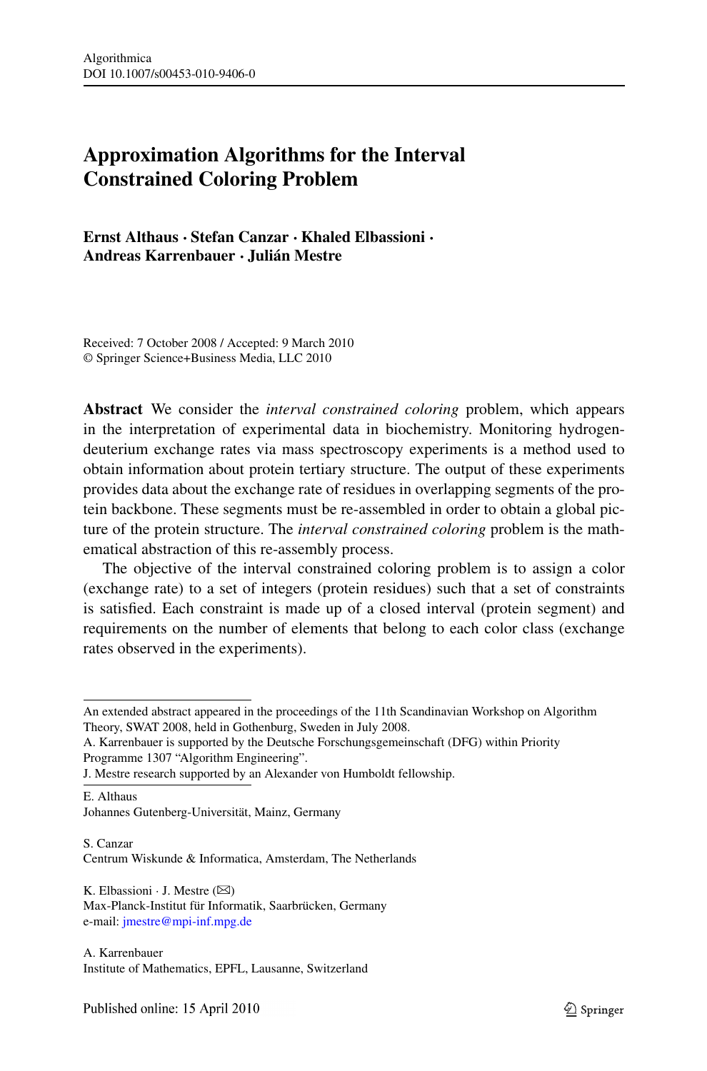# Approximation Algorithms for the Interval Constrained Coloring Problem

**Ernst Althaus · Stefan Canzar · Khaled Elbassioni · Andreas Karrenbauer · Julián Mestre**

Received: 7 October 2008 / Accepted: 9 March 2010
© Springer Science+Business Media, LLC 2010

**Abstract** We consider the *interval constrained coloring* problem, which appears in the interpretation of experimental data in biochemistry. Monitoring hydrogen-deuterium exchange rates via mass spectroscopy experiments is a method used to obtain information about protein tertiary structure. The output of these experiments provides data about the exchange rate of residues in overlapping segments of the protein backbone. These segments must be re-assembled in order to obtain a global picture of the protein structure. The *interval constrained coloring* problem is the mathematical abstraction of this re-assembly process.

The objective of the interval constrained coloring problem is to assign a color (exchange rate) to a set of integers (protein residues) such that a set of constraints is satisfied. Each constraint is made up of a closed interval (protein segment) and requirements on the number of elements that belong to each color class (exchange rates observed in the experiments).

---

An extended abstract appeared in the proceedings of the 11th Scandinavian Workshop on Algorithm Theory, SWAT 2008, held in Gothenburg, Sweden in July 2008.

A. Karrenbauer is supported by the Deutsche Forschungsgemeinschaft (DFG) within Priority Programme 1307 "Algorithm Engineering".

J. Mestre research supported by an Alexander von Humboldt fellowship.

E. Althaus
Johannes Gutenberg-Universität, Mainz, Germany

S. Canzar
Centrum Wiskunde & Informatica, Amsterdam, The Netherlands

K. Elbassioni · J. Mestre (✉)
Max-Planck-Institut für Informatik, Saarbrücken, Germany
e-mail: jmestre@mpi-inf.mpg.de

A. Karrenbauer
Institute of Mathematics, EPFL, Lausanne, Switzerland

Published online: 15 April 2010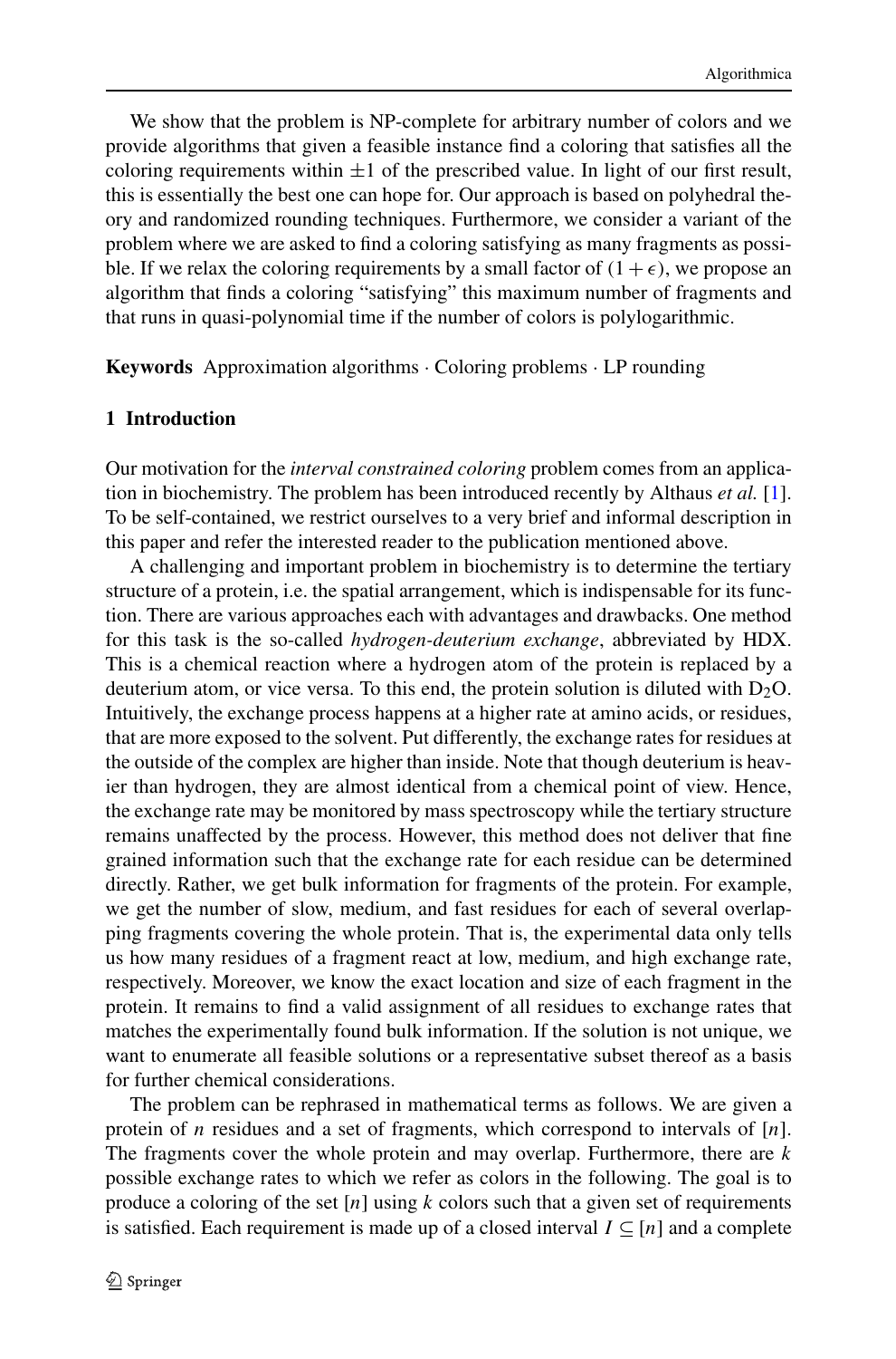We show that the problem is NP-complete for arbitrary number of colors and we provide algorithms that given a feasible instance find a coloring that satisfies all the coloring requirements within $\pm 1$ of the prescribed value. In light of our first result, this is essentially the best one can hope for. Our approach is based on polyhedral theory and randomized rounding techniques. Furthermore, we consider a variant of the problem where we are asked to find a coloring satisfying as many fragments as possible. If we relax the coloring requirements by a small factor of $(1+\epsilon)$, we propose an algorithm that finds a coloring "satisfying" this maximum number of fragments and that runs in quasi-polynomial time if the number of colors is polylogarithmic.

**Keywords** Approximation algorithms · Coloring problems · LP rounding

## 1 Introduction

Our motivation for the *interval constrained coloring* problem comes from an application in biochemistry. The problem has been introduced recently by Althaus *et al.* [1]. To be self-contained, we restrict ourselves to a very brief and informal description in this paper and refer the interested reader to the publication mentioned above.

A challenging and important problem in biochemistry is to determine the tertiary structure of a protein, i.e. the spatial arrangement, which is indispensable for its function. There are various approaches each with advantages and drawbacks. One method for this task is the so-called *hydrogen-deuterium exchange*, abbreviated by HDX. This is a chemical reaction where a hydrogen atom of the protein is replaced by a deuterium atom, or vice versa. To this end, the protein solution is diluted with $D_2O$. Intuitively, the exchange process happens at a higher rate at amino acids, or residues, that are more exposed to the solvent. Put differently, the exchange rates for residues at the outside of the complex are higher than inside. Note that though deuterium is heavier than hydrogen, they are almost identical from a chemical point of view. Hence, the exchange rate may be monitored by mass spectroscopy while the tertiary structure remains unaffected by the process. However, this method does not deliver that fine grained information such that the exchange rate for each residue can be determined directly. Rather, we get bulk information for fragments of the protein. For example, we get the number of slow, medium, and fast residues for each of several overlapping fragments covering the whole protein. That is, the experimental data only tells us how many residues of a fragment react at low, medium, and high exchange rate, respectively. Moreover, we know the exact location and size of each fragment in the protein. It remains to find a valid assignment of all residues to exchange rates that matches the experimentally found bulk information. If the solution is not unique, we want to enumerate all feasible solutions or a representative subset thereof as a basis for further chemical considerations.

The problem can be rephrased in mathematical terms as follows. We are given a protein of $n$ residues and a set of fragments, which correspond to intervals of $[n]$. The fragments cover the whole protein and may overlap. Furthermore, there are $k$ possible exchange rates to which we refer as colors in the following. The goal is to produce a coloring of the set $[n]$ using $k$ colors such that a given set of requirements is satisfied. Each requirement is made up of a closed interval $I \subseteq [n]$ and a complete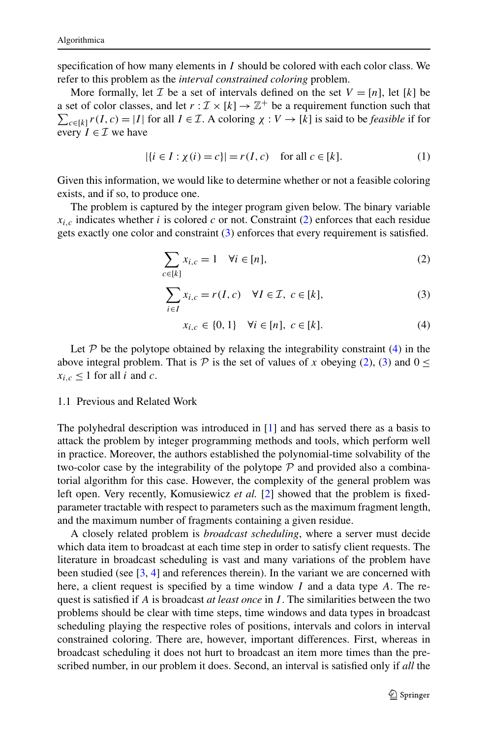specification of how many elements in $I$ should be colored with each color class. We refer to this problem as the *interval constrained coloring* problem.

More formally, let $\mathcal{I}$ be a set of intervals defined on the set $V = [n]$, let $[k]$ be a set of color classes, and let $r : \mathcal{I} \times [k] \to \mathbb{Z}^+$ be a requirement function such that $\sum_{c \in [k]} r(I, c) = |I|$ for all $I \in \mathcal{I}$. A coloring $\chi : V \to [k]$ is said to be *feasible* if for every $I \in \mathcal{I}$ we have

$$|\{i \in I : \chi(i) = c\}| = r(I, c) \quad \text{for all } c \in [k]. \tag{1}$$

Given this information, we would like to determine whether or not a feasible coloring exists, and if so, to produce one.

The problem is captured by the integer program given below. The binary variable $x_{i,c}$ indicates whether $i$ is colored $c$ or not. Constraint (2) enforces that each residue gets exactly one color and constraint (3) enforces that every requirement is satisfied.

$$\sum_{c \in [k]} x_{i,c} = 1 \quad \forall i \in [n], \tag{2}$$

$$\sum_{i \in I} x_{i,c} = r(I, c) \quad \forall I \in \mathcal{I},\ c \in [k], \tag{3}$$

$$x_{i,c} \in \{0, 1\} \quad \forall i \in [n],\ c \in [k]. \tag{4}$$

Let $\mathcal{P}$ be the polytope obtained by relaxing the integrability constraint (4) in the above integral problem. That is $\mathcal{P}$ is the set of values of $x$ obeying (2), (3) and $0 \le x_{i,c} \le 1$ for all $i$ and $c$.

### 1.1 Previous and Related Work

The polyhedral description was introduced in [1] and has served there as a basis to attack the problem by integer programming methods and tools, which perform well in practice. Moreover, the authors established the polynomial-time solvability of the two-color case by the integrability of the polytope $\mathcal{P}$ and provided also a combinatorial algorithm for this case. However, the complexity of the general problem was left open. Very recently, Komusiewicz *et al.* [2] showed that the problem is fixed-parameter tractable with respect to parameters such as the maximum fragment length, and the maximum number of fragments containing a given residue.

A closely related problem is *broadcast scheduling*, where a server must decide which data item to broadcast at each time step in order to satisfy client requests. The literature in broadcast scheduling is vast and many variations of the problem have been studied (see [3, 4] and references therein). In the variant we are concerned with here, a client request is specified by a time window $I$ and a data type $A$. The request is satisfied if $A$ is broadcast *at least once* in $I$. The similarities between the two problems should be clear with time steps, time windows and data types in broadcast scheduling playing the respective roles of positions, intervals and colors in interval constrained coloring. There are, however, important differences. First, whereas in broadcast scheduling it does not hurt to broadcast an item more times than the prescribed number, in our problem it does. Second, an interval is satisfied only if *all* the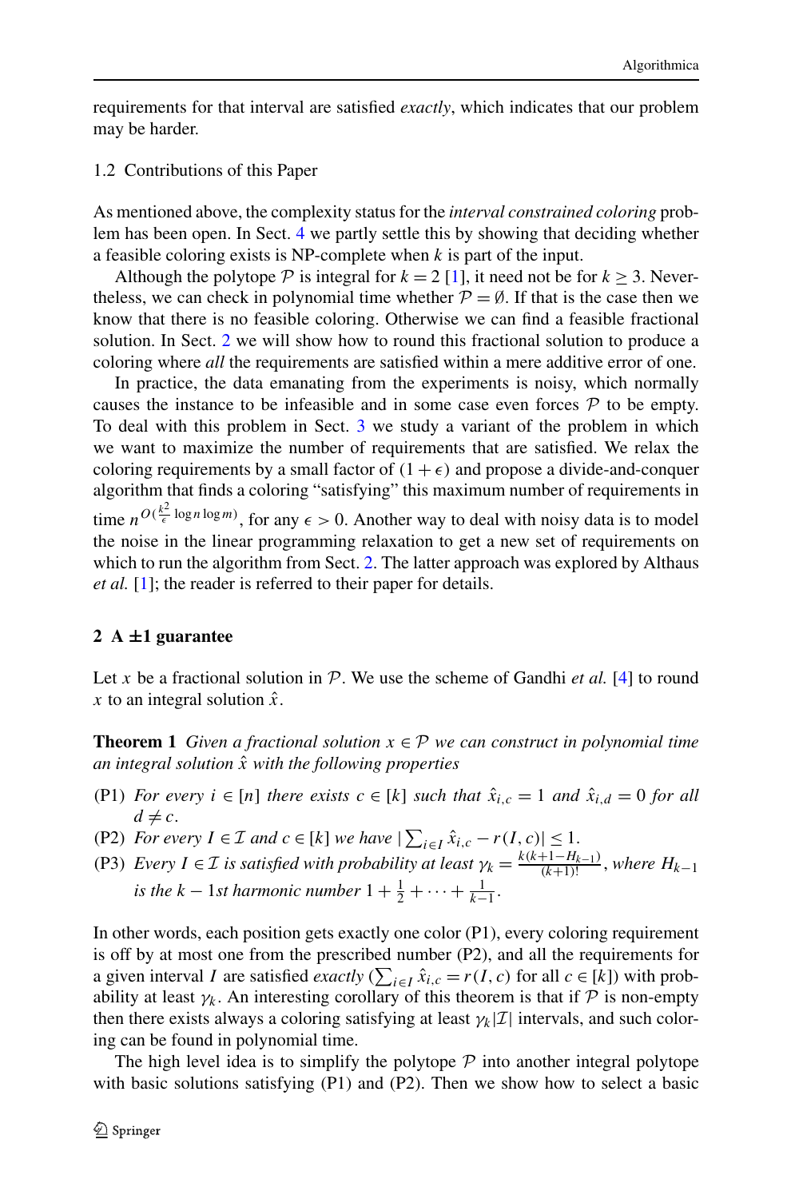requirements for that interval are satisfied *exactly*, which indicates that our problem may be harder.

### 1.2 Contributions of this Paper

As mentioned above, the complexity status for the *interval constrained coloring* problem has been open. In Sect. 4 we partly settle this by showing that deciding whether a feasible coloring exists is NP-complete when $k$ is part of the input.

Although the polytope $\mathcal{P}$ is integral for $k = 2$ [1], it need not be for $k \geq 3$. Nevertheless, we can check in polynomial time whether $\mathcal{P} = \emptyset$. If that is the case then we know that there is no feasible coloring. Otherwise we can find a feasible fractional solution. In Sect. 2 we will show how to round this fractional solution to produce a coloring where *all* the requirements are satisfied within a mere additive error of one.

In practice, the data emanating from the experiments is noisy, which normally causes the instance to be infeasible and in some case even forces $\mathcal{P}$ to be empty. To deal with this problem in Sect. 3 we study a variant of the problem in which we want to maximize the number of requirements that are satisfied. We relax the coloring requirements by a small factor of $(1+\epsilon)$ and propose a divide-and-conquer algorithm that finds a coloring "satisfying" this maximum number of requirements in time $n^{O(\frac{k^2}{\epsilon}\log n \log m)}$, for any $\epsilon > 0$. Another way to deal with noisy data is to model the noise in the linear programming relaxation to get a new set of requirements on which to run the algorithm from Sect. 2. The latter approach was explored by Althaus *et al.* [1]; the reader is referred to their paper for details.

## 2 A ±1 guarantee

Let $x$ be a fractional solution in $\mathcal{P}$. We use the scheme of Gandhi *et al.* [4] to round $x$ to an integral solution $\hat{x}$.

**Theorem 1** *Given a fractional solution $x \in \mathcal{P}$ we can construct in polynomial time an integral solution $\hat{x}$ with the following properties*

- (P1) *For every $i \in [n]$ there exists $c \in [k]$ such that $\hat{x}_{i,c} = 1$ and $\hat{x}_{i,d} = 0$ for all $d \neq c$.*
- (P2) *For every $I \in \mathcal{I}$ and $c \in [k]$ we have $|\sum_{i\in I} \hat{x}_{i,c} - r(I,c)| \leq 1$.*
- (P3) *Every $I \in \mathcal{I}$ is satisfied with probability at least $\gamma_k = \frac{k(k+1-H_{k-1})}{(k+1)!}$, where $H_{k-1}$ is the $k-1$st harmonic number $1 + \frac{1}{2} + \cdots + \frac{1}{k-1}$.*

In other words, each position gets exactly one color (P1), every coloring requirement is off by at most one from the prescribed number (P2), and all the requirements for a given interval $I$ are satisfied *exactly* ($\sum_{i\in I} \hat{x}_{i,c} = r(I,c)$ for all $c \in [k]$) with probability at least $\gamma_k$. An interesting corollary of this theorem is that if $\mathcal{P}$ is non-empty then there exists always a coloring satisfying at least $\gamma_k|\mathcal{I}|$ intervals, and such coloring can be found in polynomial time.

The high level idea is to simplify the polytope $\mathcal{P}$ into another integral polytope with basic solutions satisfying (P1) and (P2). Then we show how to select a basic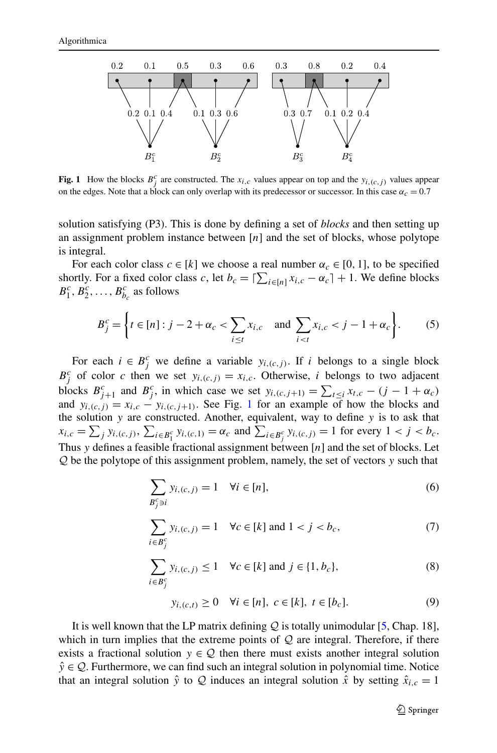**Fig. 1** How the blocks $B_j^c$ are constructed. The $x_{i,c}$ values appear on top and the $y_{i,(c,j)}$ values appear on the edges. Note that a block can only overlap with its predecessor or successor. In this case $\alpha_c = 0.7$

solution satisfying (P3). This is done by defining a set of *blocks* and then setting up an assignment problem instance between $[n]$ and the set of blocks, whose polytope is integral.

For each color class $c \in [k]$ we choose a real number $\alpha_c \in [0, 1]$, to be specified shortly. For a fixed color class $c$, let $b_c = \lceil \sum_{i \in [n]} x_{i,c} - \alpha_c \rceil + 1$. We define blocks $B_1^c, B_2^c, \ldots, B_{b_c}^c$ as follows

$$B_j^c = \left\{ t \in [n] : j - 2 + \alpha_c < \sum_{i \le t} x_{i,c} \quad \text{and} \sum_{i < t} x_{i,c} < j - 1 + \alpha_c \right\}. \tag{5}$$

For each $i \in B_j^c$ we define a variable $y_{i,(c,j)}$. If $i$ belongs to a single block $B_j^c$ of color $c$ then we set $y_{i,(c,j)} = x_{i,c}$. Otherwise, $i$ belongs to two adjacent blocks $B_{j+1}^c$ and $B_j^c$, in which case we set $y_{i,(c,j+1)} = \sum_{t \le i} x_{t,c} - (j - 1 + \alpha_c)$ and $y_{i,(c,j)} = x_{i,c} - y_{i,(c,j+1)}$. See Fig. 1 for an example of how the blocks and the solution $y$ are constructed. Another, equivalent, way to define $y$ is to ask that $x_{i,c} = \sum_j y_{i,(c,j)}$, $\sum_{i \in B_1^c} y_{i,(c,1)} = \alpha_c$ and $\sum_{i \in B_j^c} y_{i,(c,j)} = 1$ for every $1 < j < b_c$. Thus $y$ defines a feasible fractional assignment between $[n]$ and the set of blocks. Let $\mathcal{Q}$ be the polytope of this assignment problem, namely, the set of vectors $y$ such that

$$\sum_{B_j^c \ni i} y_{i,(c,j)} = 1 \quad \forall i \in [n], \tag{6}$$

$$\sum_{i \in B_j^c} y_{i,(c,j)} = 1 \quad \forall c \in [k] \text{ and } 1 < j < b_c, \tag{7}$$

$$\sum_{i \in B_j^c} y_{i,(c,j)} \le 1 \quad \forall c \in [k] \text{ and } j \in \{1, b_c\}, \tag{8}$$

$$y_{i,(c,t)} \ge 0 \quad \forall i \in [n],\ c \in [k],\ t \in [b_c]. \tag{9}$$

It is well known that the LP matrix defining $\mathcal{Q}$ is totally unimodular [5, Chap. 18], which in turn implies that the extreme points of $\mathcal{Q}$ are integral. Therefore, if there exists a fractional solution $y \in \mathcal{Q}$ then there must exists another integral solution $\hat{y} \in \mathcal{Q}$. Furthermore, we can find such an integral solution in polynomial time. Notice that an integral solution $\hat{y}$ to $\mathcal{Q}$ induces an integral solution $\hat{x}$ by setting $\hat{x}_{i,c} = 1$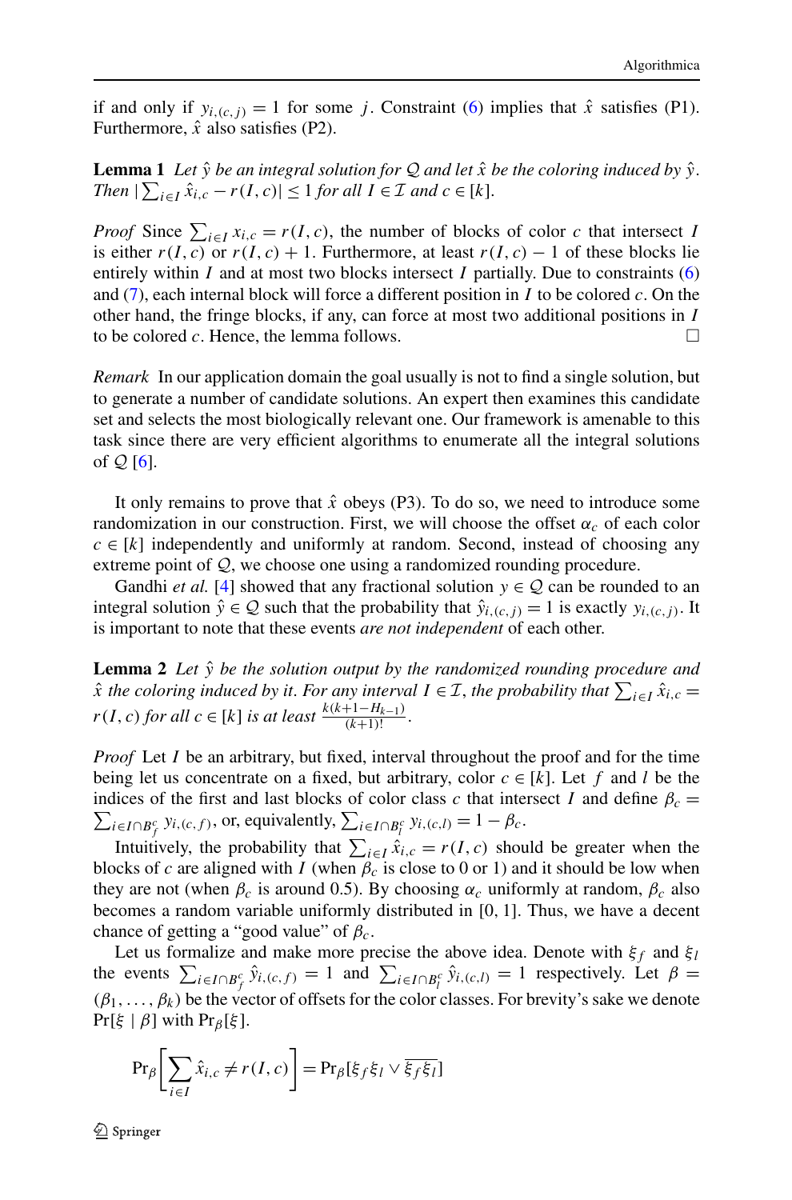if and only if $y_{i,(c,j)} = 1$ for some $j$. Constraint (6) implies that $\hat{x}$ satisfies (P1). Furthermore, $\hat{x}$ also satisfies (P2).

**Lemma 1** *Let $\hat{y}$ be an integral solution for $\mathcal{Q}$ and let $\hat{x}$ be the coloring induced by $\hat{y}$. Then $|\sum_{i \in I} \hat{x}_{i,c} - r(I,c)| \leq 1$ for all $I \in \mathcal{I}$ and $c \in [k]$.*

*Proof* Since $\sum_{i \in I} x_{i,c} = r(I,c)$, the number of blocks of color $c$ that intersect $I$ is either $r(I,c)$ or $r(I,c)+1$. Furthermore, at least $r(I,c)-1$ of these blocks lie entirely within $I$ and at most two blocks intersect $I$ partially. Due to constraints (6) and (7), each internal block will force a different position in $I$ to be colored $c$. On the other hand, the fringe blocks, if any, can force at most two additional positions in $I$ to be colored $c$. Hence, the lemma follows. □

*Remark* In our application domain the goal usually is not to find a single solution, but to generate a number of candidate solutions. An expert then examines this candidate set and selects the most biologically relevant one. Our framework is amenable to this task since there are very efficient algorithms to enumerate all the integral solutions of $\mathcal{Q}$ [6].

It only remains to prove that $\hat{x}$ obeys (P3). To do so, we need to introduce some randomization in our construction. First, we will choose the offset $\alpha_c$ of each color $c \in [k]$ independently and uniformly at random. Second, instead of choosing any extreme point of $\mathcal{Q}$, we choose one using a randomized rounding procedure.

Gandhi *et al.* [4] showed that any fractional solution $y \in \mathcal{Q}$ can be rounded to an integral solution $\hat{y} \in \mathcal{Q}$ such that the probability that $\hat{y}_{i,(c,j)} = 1$ is exactly $y_{i,(c,j)}$. It is important to note that these events *are not independent* of each other.

**Lemma 2** *Let $\hat{y}$ be the solution output by the randomized rounding procedure and $\hat{x}$ the coloring induced by it. For any interval $I \in \mathcal{I}$, the probability that $\sum_{i \in I} \hat{x}_{i,c} = r(I,c)$ for all $c \in [k]$ is at least $\frac{k(k+1-H_{k-1})}{(k+1)!}$.*

*Proof* Let $I$ be an arbitrary, but fixed, interval throughout the proof and for the time being let us concentrate on a fixed, but arbitrary, color $c \in [k]$. Let $f$ and $l$ be the indices of the first and last blocks of color class $c$ that intersect $I$ and define $\beta_c = \sum_{i \in I \cap B_f^c} y_{i,(c,f)}$, or, equivalently, $\sum_{i \in I \cap B_l^c} y_{i,(c,l)} = 1 - \beta_c$.

Intuitively, the probability that $\sum_{i \in I} \hat{x}_{i,c} = r(I,c)$ should be greater when the blocks of $c$ are aligned with $I$ (when $\beta_c$ is close to 0 or 1) and it should be low when they are not (when $\beta_c$ is around 0.5). By choosing $\alpha_c$ uniformly at random, $\beta_c$ also becomes a random variable uniformly distributed in $[0,1]$. Thus, we have a decent chance of getting a "good value" of $\beta_c$.

Let us formalize and make more precise the above idea. Denote with $\xi_f$ and $\xi_l$ the events $\sum_{i \in I \cap B_f^c} \hat{y}_{i,(c,f)} = 1$ and $\sum_{i \in I \cap B_l^c} \hat{y}_{i,(c,l)} = 1$ respectively. Let $\beta = (\beta_1, \ldots, \beta_k)$ be the vector of offsets for the color classes. For brevity's sake we denote $\Pr[\xi \mid \beta]$ with $\Pr_\beta[\xi]$.

$$\Pr_\beta\left[\sum_{i \in I} \hat{x}_{i,c} \neq r(I,c)\right] = \Pr_\beta[\xi_f \xi_l \vee \overline{\xi_f \xi_l}]$$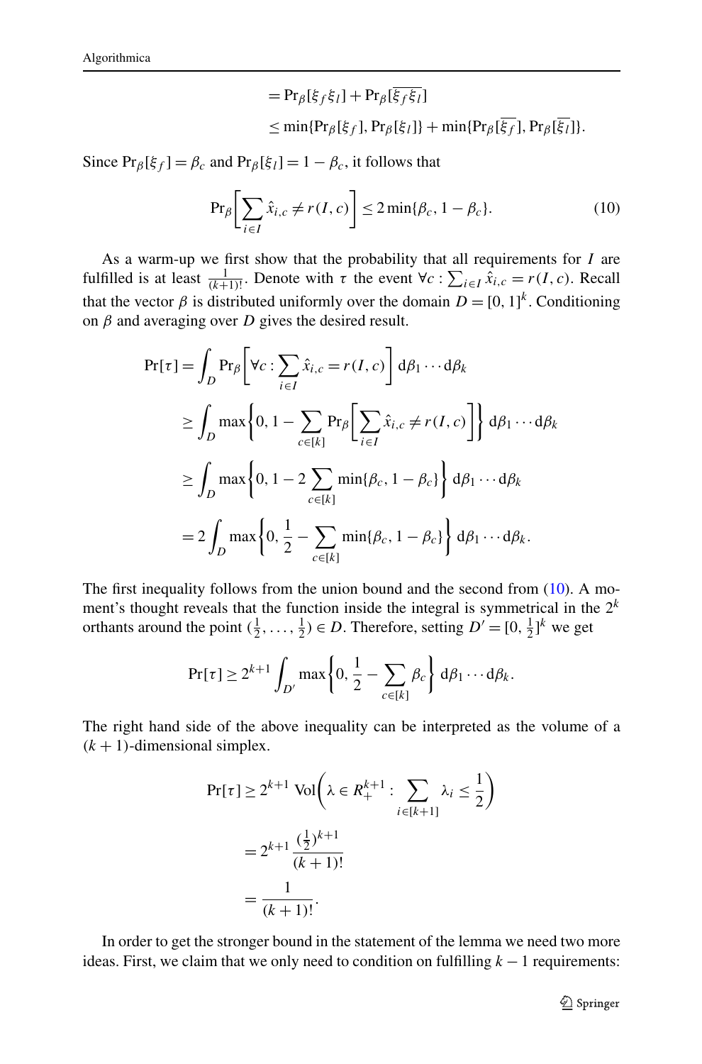$$
\begin{aligned}
&= \Pr_\beta[\xi_f \xi_l] + \Pr_\beta[\overline{\xi_f \xi_l}] \\
&\le \min\{\Pr_\beta[\xi_f], \Pr_\beta[\xi_l]\} + \min\{\Pr_\beta[\overline{\xi_f}], \Pr_\beta[\overline{\xi_l}]\}.
\end{aligned}
$$

Since $\Pr_\beta[\xi_f] = \beta_c$ and $\Pr_\beta[\xi_l] = 1 - \beta_c$, it follows that

$$
\Pr_\beta\left[\sum_{i \in I} \hat{x}_{i,c} \ne r(I,c)\right] \le 2\min\{\beta_c, 1-\beta_c\}. \tag{10}
$$

As a warm-up we first show that the probability that all requirements for $I$ are fulfilled is at least $\frac{1}{(k+1)!}$. Denote with $\tau$ the event $\forall c : \sum_{i \in I} \hat{x}_{i,c} = r(I,c)$. Recall that the vector $\beta$ is distributed uniformly over the domain $D = [0,1]^k$. Conditioning on $\beta$ and averaging over $D$ gives the desired result.

$$
\begin{aligned}
\Pr[\tau] &= \int_D \Pr_\beta\left[\forall c : \sum_{i \in I} \hat{x}_{i,c} = r(I,c)\right] \mathrm{d}\beta_1 \cdots \mathrm{d}\beta_k \\
&\ge \int_D \max\left\{0, 1 - \sum_{c \in [k]} \Pr_\beta\left[\sum_{i \in I} \hat{x}_{i,c} \ne r(I,c)\right]\right\} \mathrm{d}\beta_1 \cdots \mathrm{d}\beta_k \\
&\ge \int_D \max\left\{0, 1 - 2\sum_{c \in [k]} \min\{\beta_c, 1-\beta_c\}\right\} \mathrm{d}\beta_1 \cdots \mathrm{d}\beta_k \\
&= 2\int_D \max\left\{0, \frac{1}{2} - \sum_{c \in [k]} \min\{\beta_c, 1-\beta_c\}\right\} \mathrm{d}\beta_1 \cdots \mathrm{d}\beta_k.
\end{aligned}
$$

The first inequality follows from the union bound and the second from (10). A moment's thought reveals that the function inside the integral is symmetrical in the $2^k$ orthants around the point $(\frac{1}{2}, \ldots, \frac{1}{2}) \in D$. Therefore, setting $D' = [0, \frac{1}{2}]^k$ we get

$$
\Pr[\tau] \ge 2^{k+1} \int_{D'} \max\left\{0, \frac{1}{2} - \sum_{c \in [k]} \beta_c\right\} \mathrm{d}\beta_1 \cdots \mathrm{d}\beta_k.
$$

The right hand side of the above inequality can be interpreted as the volume of a $(k+1)$-dimensional simplex.

$$
\begin{aligned}
\Pr[\tau] &\ge 2^{k+1} \operatorname{Vol}\left(\lambda \in R_+^{k+1} : \sum_{i \in [k+1]} \lambda_i \le \frac{1}{2}\right) \\
&= 2^{k+1} \frac{(\frac{1}{2})^{k+1}}{(k+1)!} \\
&= \frac{1}{(k+1)!}.
\end{aligned}
$$

In order to get the stronger bound in the statement of the lemma we need two more ideas. First, we claim that we only need to condition on fulfilling $k-1$ requirements: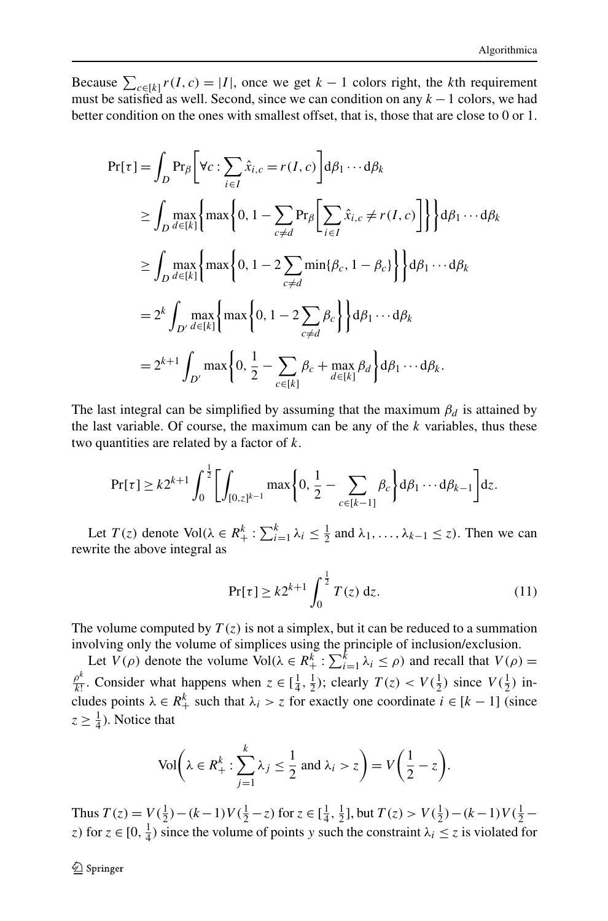Because $\sum_{c\in[k]} r(I,c) = |I|$, once we get $k-1$ colors right, the $k$th requirement must be satisfied as well. Second, since we can condition on any $k-1$ colors, we had better condition on the ones with smallest offset, that is, those that are close to 0 or 1.

$$
\begin{aligned}
\Pr[\tau] &= \int_D \Pr_\beta\left[\forall c : \sum_{i\in I} \hat{x}_{i,c} = r(I,c)\right] \mathrm{d}\beta_1 \cdots \mathrm{d}\beta_k \\
&\geq \int_D \max_{d\in[k]}\left\{\max\left\{0, 1 - \sum_{c\neq d} \Pr_\beta\left[\sum_{i\in I} \hat{x}_{i,c} \neq r(I,c)\right]\right\}\right\} \mathrm{d}\beta_1 \cdots \mathrm{d}\beta_k \\
&\geq \int_D \max_{d\in[k]}\left\{\max\left\{0, 1 - 2\sum_{c\neq d} \min\{\beta_c, 1-\beta_c\}\right\}\right\} \mathrm{d}\beta_1 \cdots \mathrm{d}\beta_k \\
&= 2^k \int_{D'} \max_{d\in[k]}\left\{\max\left\{0, 1 - 2\sum_{c\neq d} \beta_c\right\}\right\} \mathrm{d}\beta_1 \cdots \mathrm{d}\beta_k \\
&= 2^{k+1} \int_{D'} \max\left\{0, \frac{1}{2} - \sum_{c\in[k]} \beta_c + \max_{d\in[k]} \beta_d\right\} \mathrm{d}\beta_1 \cdots \mathrm{d}\beta_k.
\end{aligned}
$$

The last integral can be simplified by assuming that the maximum $\beta_d$ is attained by the last variable. Of course, the maximum can be any of the $k$ variables, thus these two quantities are related by a factor of $k$.

$$
\Pr[\tau] \geq k 2^{k+1} \int_0^{\frac{1}{2}} \left[\int_{[0,z]^{k-1}} \max\left\{0, \frac{1}{2} - \sum_{c\in[k-1]} \beta_c\right\} \mathrm{d}\beta_1 \cdots \mathrm{d}\beta_{k-1}\right] \mathrm{d}z.
$$

Let $T(z)$ denote $\mathrm{Vol}(\lambda \in R^k_+ : \sum_{i=1}^k \lambda_i \leq \frac{1}{2}$ and $\lambda_1, \ldots, \lambda_{k-1} \leq z)$. Then we can rewrite the above integral as

$$
\Pr[\tau] \geq k 2^{k+1} \int_0^{\frac{1}{2}} T(z)\, \mathrm{d}z. \tag{11}
$$

The volume computed by $T(z)$ is not a simplex, but it can be reduced to a summation involving only the volume of simplices using the principle of inclusion/exclusion.

Let $V(\rho)$ denote the volume $\mathrm{Vol}(\lambda \in R^k_+ : \sum_{i=1}^k \lambda_i \leq \rho)$ and recall that $V(\rho) = \frac{\rho^k}{k!}$. Consider what happens when $z \in [\frac{1}{4}, \frac{1}{2})$; clearly $T(z) < V(\frac{1}{2})$ since $V(\frac{1}{2})$ includes points $\lambda \in R^k_+$ such that $\lambda_i > z$ for exactly one coordinate $i \in [k-1]$ (since $z \geq \frac{1}{4}$). Notice that

$$
\mathrm{Vol}\left(\lambda \in R^k_+ : \sum_{j=1}^k \lambda_j \leq \frac{1}{2} \text{ and } \lambda_i > z\right) = V\left(\frac{1}{2} - z\right).
$$

Thus $T(z) = V(\frac{1}{2}) - (k-1)V(\frac{1}{2} - z)$ for $z \in [\frac{1}{4}, \frac{1}{2}]$, but $T(z) > V(\frac{1}{2}) - (k-1)V(\frac{1}{2} - z)$ for $z \in [0, \frac{1}{4})$ since the volume of points $y$ such the constraint $\lambda_i \leq z$ is violated for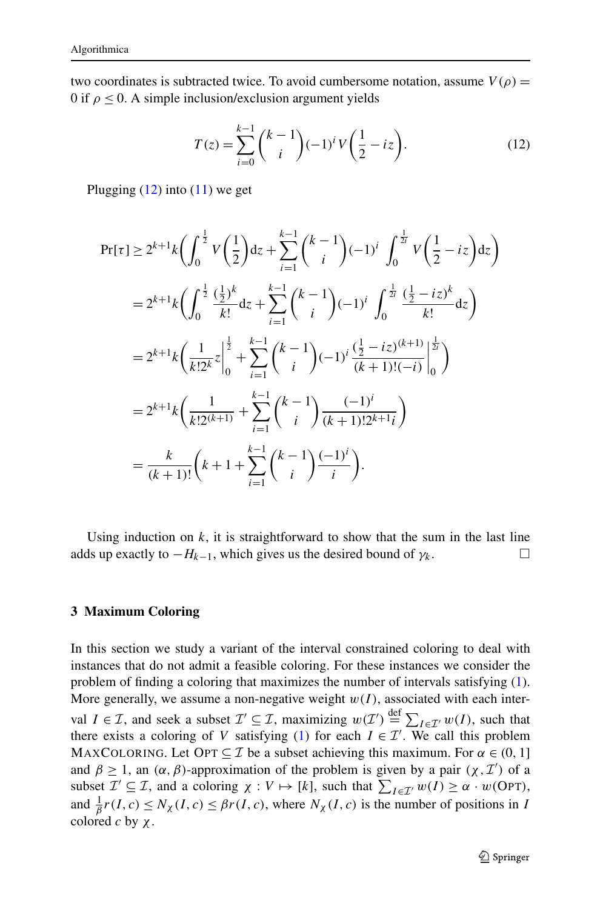two coordinates is subtracted twice. To avoid cumbersome notation, assume $V(\rho) = 0$ if $\rho \leq 0$. A simple inclusion/exclusion argument yields

$$T(z) = \sum_{i=0}^{k-1} \binom{k-1}{i} (-1)^i V\left(\frac{1}{2} - iz\right). \tag{12}$$

Plugging (12) into (11) we get

$$\begin{aligned}
\Pr[\tau] &\geq 2^{k+1}k\left(\int_0^{\frac{1}{2}} V\left(\frac{1}{2}\right)\mathrm{d}z + \sum_{i=1}^{k-1}\binom{k-1}{i}(-1)^i \int_0^{\frac{1}{2i}} V\left(\frac{1}{2} - iz\right)\mathrm{d}z\right) \\
&= 2^{k+1}k\left(\int_0^{\frac{1}{2}} \frac{(\frac{1}{2})^k}{k!}\mathrm{d}z + \sum_{i=1}^{k-1}\binom{k-1}{i}(-1)^i \int_0^{\frac{1}{2i}} \frac{(\frac{1}{2} - iz)^k}{k!}\mathrm{d}z\right) \\
&= 2^{k+1}k\left(\frac{1}{k!2^k}z\bigg|_0^{\frac{1}{2}} + \sum_{i=1}^{k-1}\binom{k-1}{i}(-1)^i \frac{(\frac{1}{2} - iz)^{(k+1)}}{(k+1)!(-i)}\bigg|_0^{\frac{1}{2i}}\right) \\
&= 2^{k+1}k\left(\frac{1}{k!2^{(k+1)}} + \sum_{i=1}^{k-1}\binom{k-1}{i}\frac{(-1)^i}{(k+1)!2^{k+1}i}\right) \\
&= \frac{k}{(k+1)!}\left(k+1 + \sum_{i=1}^{k-1}\binom{k-1}{i}\frac{(-1)^i}{i}\right).
\end{aligned}$$

Using induction on $k$, it is straightforward to show that the sum in the last line adds up exactly to $-H_{k-1}$, which gives us the desired bound of $\gamma_k$. $\square$

## 3 Maximum Coloring

In this section we study a variant of the interval constrained coloring to deal with instances that do not admit a feasible coloring. For these instances we consider the problem of finding a coloring that maximizes the number of intervals satisfying (1). More generally, we assume a non-negative weight $w(I)$, associated with each interval $I \in \mathcal{I}$, and seek a subset $\mathcal{I}' \subseteq \mathcal{I}$, maximizing $w(\mathcal{I}') \stackrel{\text{def}}{=} \sum_{I \in \mathcal{I}'} w(I)$, such that there exists a coloring of $V$ satisfying (1) for each $I \in \mathcal{I}'$. We call this problem MAXCOLORING. Let OPT $\subseteq \mathcal{I}$ be a subset achieving this maximum. For $\alpha \in (0, 1]$ and $\beta \geq 1$, an $(\alpha, \beta)$-approximation of the problem is given by a pair $(\chi, \mathcal{I}')$ of a subset $\mathcal{I}' \subseteq \mathcal{I}$, and a coloring $\chi : V \mapsto [k]$, such that $\sum_{I \in \mathcal{I}'} w(I) \geq \alpha \cdot w(\text{OPT})$, and $\frac{1}{\beta} r(I, c) \leq N_\chi(I, c) \leq \beta r(I, c)$, where $N_\chi(I, c)$ is the number of positions in $I$ colored $c$ by $\chi$.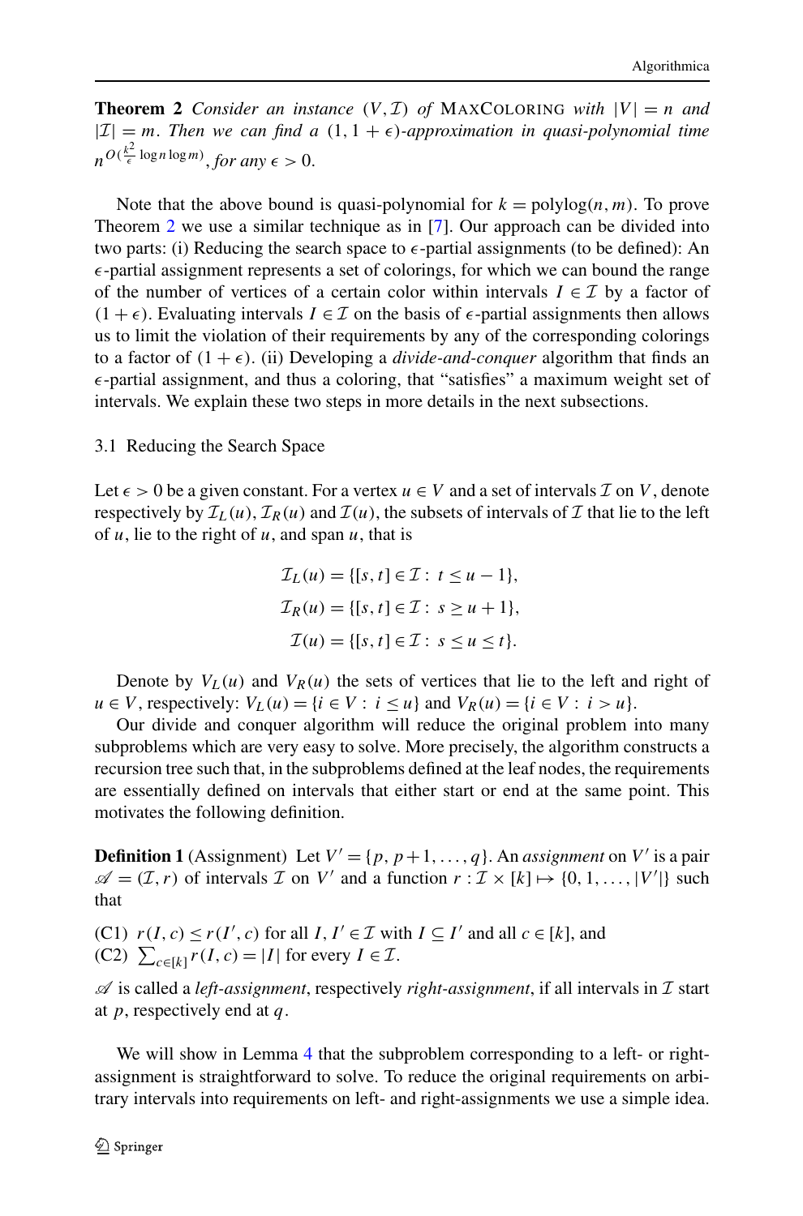**Theorem 2** *Consider an instance* $(V, \mathcal{I})$ *of* MaxColoring *with* $|V| = n$ *and* $|\mathcal{I}| = m$*. Then we can find a* $(1, 1+\epsilon)$*-approximation in quasi-polynomial time* $n^{O(\frac{k^2}{\epsilon}\log n \log m)}$*, for any* $\epsilon > 0$*.*

Note that the above bound is quasi-polynomial for $k = \text{polylog}(n, m)$. To prove Theorem 2 we use a similar technique as in [7]. Our approach can be divided into two parts: (i) Reducing the search space to $\epsilon$-partial assignments (to be defined): An $\epsilon$-partial assignment represents a set of colorings, for which we can bound the range of the number of vertices of a certain color within intervals $I \in \mathcal{I}$ by a factor of $(1+\epsilon)$. Evaluating intervals $I \in \mathcal{I}$ on the basis of $\epsilon$-partial assignments then allows us to limit the violation of their requirements by any of the corresponding colorings to a factor of $(1+\epsilon)$. (ii) Developing a *divide-and-conquer* algorithm that finds an $\epsilon$-partial assignment, and thus a coloring, that "satisfies" a maximum weight set of intervals. We explain these two steps in more details in the next subsections.

## 3.1 Reducing the Search Space

Let $\epsilon > 0$ be a given constant. For a vertex $u \in V$ and a set of intervals $\mathcal{I}$ on $V$, denote respectively by $\mathcal{I}_L(u)$, $\mathcal{I}_R(u)$ and $\mathcal{I}(u)$, the subsets of intervals of $\mathcal{I}$ that lie to the left of $u$, lie to the right of $u$, and span $u$, that is

$$\mathcal{I}_L(u) = \{[s,t] \in \mathcal{I} : \ t \le u-1\},$$

$$\mathcal{I}_R(u) = \{[s,t] \in \mathcal{I} : \ s \ge u+1\},$$

$$\mathcal{I}(u) = \{[s,t] \in \mathcal{I} : \ s \le u \le t\}.$$

Denote by $V_L(u)$ and $V_R(u)$ the sets of vertices that lie to the left and right of $u \in V$, respectively: $V_L(u) = \{i \in V : \ i \le u\}$ and $V_R(u) = \{i \in V : \ i > u\}$.

Our divide and conquer algorithm will reduce the original problem into many subproblems which are very easy to solve. More precisely, the algorithm constructs a recursion tree such that, in the subproblems defined at the leaf nodes, the requirements are essentially defined on intervals that either start or end at the same point. This motivates the following definition.

**Definition 1** (Assignment) Let $V' = \{p, p+1, \ldots, q\}$. An *assignment* on $V'$ is a pair $\mathscr{A} = (\mathcal{I}, r)$ of intervals $\mathcal{I}$ on $V'$ and a function $r : \mathcal{I} \times [k] \mapsto \{0, 1, \ldots, |V'|\}$ such that

(C1) $r(I, c) \le r(I', c)$ for all $I, I' \in \mathcal{I}$ with $I \subseteq I'$ and all $c \in [k]$, and
(C2) $\sum_{c \in [k]} r(I, c) = |I|$ for every $I \in \mathcal{I}$.

$\mathscr{A}$ is called a *left-assignment*, respectively *right-assignment*, if all intervals in $\mathcal{I}$ start at $p$, respectively end at $q$.

We will show in Lemma 4 that the subproblem corresponding to a left- or right-assignment is straightforward to solve. To reduce the original requirements on arbitrary intervals into requirements on left- and right-assignments we use a simple idea.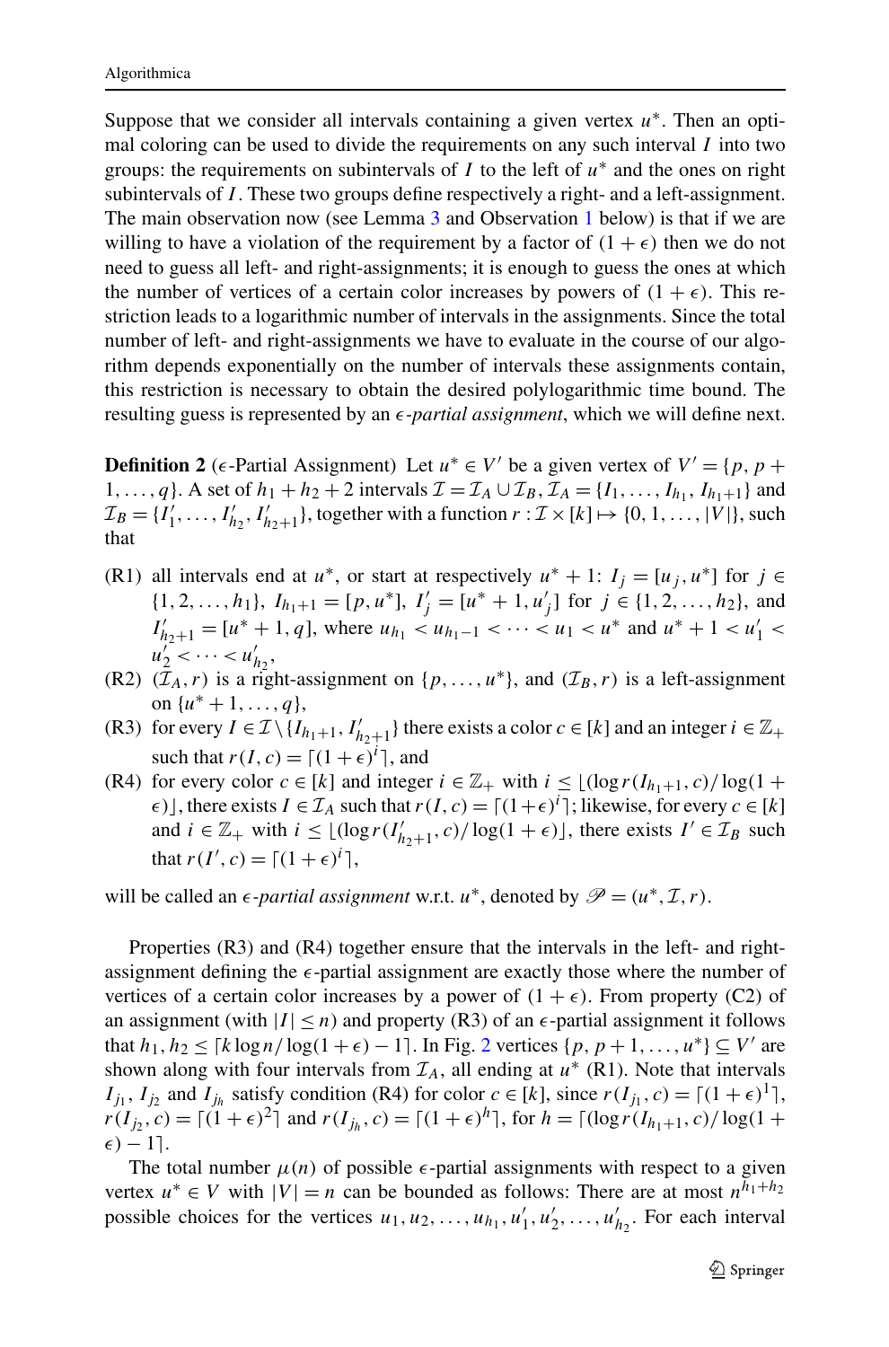Suppose that we consider all intervals containing a given vertex $u^*$. Then an optimal coloring can be used to divide the requirements on any such interval $I$ into two groups: the requirements on subintervals of $I$ to the left of $u^*$ and the ones on right subintervals of $I$. These two groups define respectively a right- and a left-assignment. The main observation now (see Lemma 3 and Observation 1 below) is that if we are willing to have a violation of the requirement by a factor of $(1+\epsilon)$ then we do not need to guess all left- and right-assignments; it is enough to guess the ones at which the number of vertices of a certain color increases by powers of $(1+\epsilon)$. This restriction leads to a logarithmic number of intervals in the assignments. Since the total number of left- and right-assignments we have to evaluate in the course of our algorithm depends exponentially on the number of intervals these assignments contain, this restriction is necessary to obtain the desired polylogarithmic time bound. The resulting guess is represented by an $\epsilon$*-partial assignment*, which we will define next.

**Definition 2** ($\epsilon$-Partial Assignment) Let $u^* \in V'$ be a given vertex of $V' = \{p, p+1, \dots, q\}$. A set of $h_1 + h_2 + 2$ intervals $\mathcal{I} = \mathcal{I}_A \cup \mathcal{I}_B$, $\mathcal{I}_A = \{I_1, \dots, I_{h_1}, I_{h_1+1}\}$ and $\mathcal{I}_B = \{I'_1, \dots, I'_{h_2}, I'_{h_2+1}\}$, together with a function $r : \mathcal{I} \times [k] \mapsto \{0, 1, \dots, |V|\}$, such that

- (R1) all intervals end at $u^*$, or start at respectively $u^*+1$: $I_j = [u_j, u^*]$ for $j \in \{1, 2, \dots, h_1\}$, $I_{h_1+1} = [p, u^*]$, $I'_j = [u^*+1, u'_j]$ for $j \in \{1, 2, \dots, h_2\}$, and $I'_{h_2+1} = [u^*+1, q]$, where $u_{h_1} < u_{h_1-1} < \dots < u_1 < u^*$ and $u^*+1 < u'_1 < u'_2 < \dots < u'_{h_2}$,
- (R2) $(\mathcal{I}_A, r)$ is a right-assignment on $\{p, \dots, u^*\}$, and $(\mathcal{I}_B, r)$ is a left-assignment on $\{u^*+1, \dots, q\}$,
- (R3) for every $I \in \mathcal{I} \setminus \{I_{h_1+1}, I'_{h_2+1}\}$ there exists a color $c \in [k]$ and an integer $i \in \mathbb{Z}_+$ such that $r(I, c) = \lceil (1+\epsilon)^i \rceil$, and
- (R4) for every color $c \in [k]$ and integer $i \in \mathbb{Z}_+$ with $i \le \lfloor (\log r(I_{h_1+1}, c) / \log(1+\epsilon) \rfloor$, there exists $I \in \mathcal{I}_A$ such that $r(I, c) = \lceil (1+\epsilon)^i \rceil$; likewise, for every $c \in [k]$ and $i \in \mathbb{Z}_+$ with $i \le \lfloor (\log r(I'_{h_2+1}, c) / \log(1+\epsilon) \rfloor$, there exists $I' \in \mathcal{I}_B$ such that $r(I', c) = \lceil (1+\epsilon)^i \rceil$,

will be called an $\epsilon$*-partial assignment* w.r.t. $u^*$, denoted by $\mathscr{P} = (u^*, \mathcal{I}, r)$.

Properties (R3) and (R4) together ensure that the intervals in the left- and right-assignment defining the $\epsilon$-partial assignment are exactly those where the number of vertices of a certain color increases by a power of $(1+\epsilon)$. From property (C2) of an assignment (with $|I| \le n$) and property (R3) of an $\epsilon$-partial assignment it follows that $h_1, h_2 \le \lceil k \log n / \log(1+\epsilon) - 1 \rceil$. In Fig. 2 vertices $\{p, p+1, \dots, u^*\} \subseteq V'$ are shown along with four intervals from $\mathcal{I}_A$, all ending at $u^*$ (R1). Note that intervals $I_{j_1}$, $I_{j_2}$ and $I_{j_h}$ satisfy condition (R4) for color $c \in [k]$, since $r(I_{j_1}, c) = \lceil (1+\epsilon)^1 \rceil$, $r(I_{j_2}, c) = \lceil (1+\epsilon)^2 \rceil$ and $r(I_{j_h}, c) = \lceil (1+\epsilon)^h \rceil$, for $h = \lceil (\log r(I_{h_1+1}, c) / \log(1+\epsilon) - 1 \rceil$.

The total number $\mu(n)$ of possible $\epsilon$-partial assignments with respect to a given vertex $u^* \in V$ with $|V| = n$ can be bounded as follows: There are at most $n^{h_1+h_2}$ possible choices for the vertices $u_1, u_2, \dots, u_{h_1}, u'_1, u'_2, \dots, u'_{h_2}$. For each interval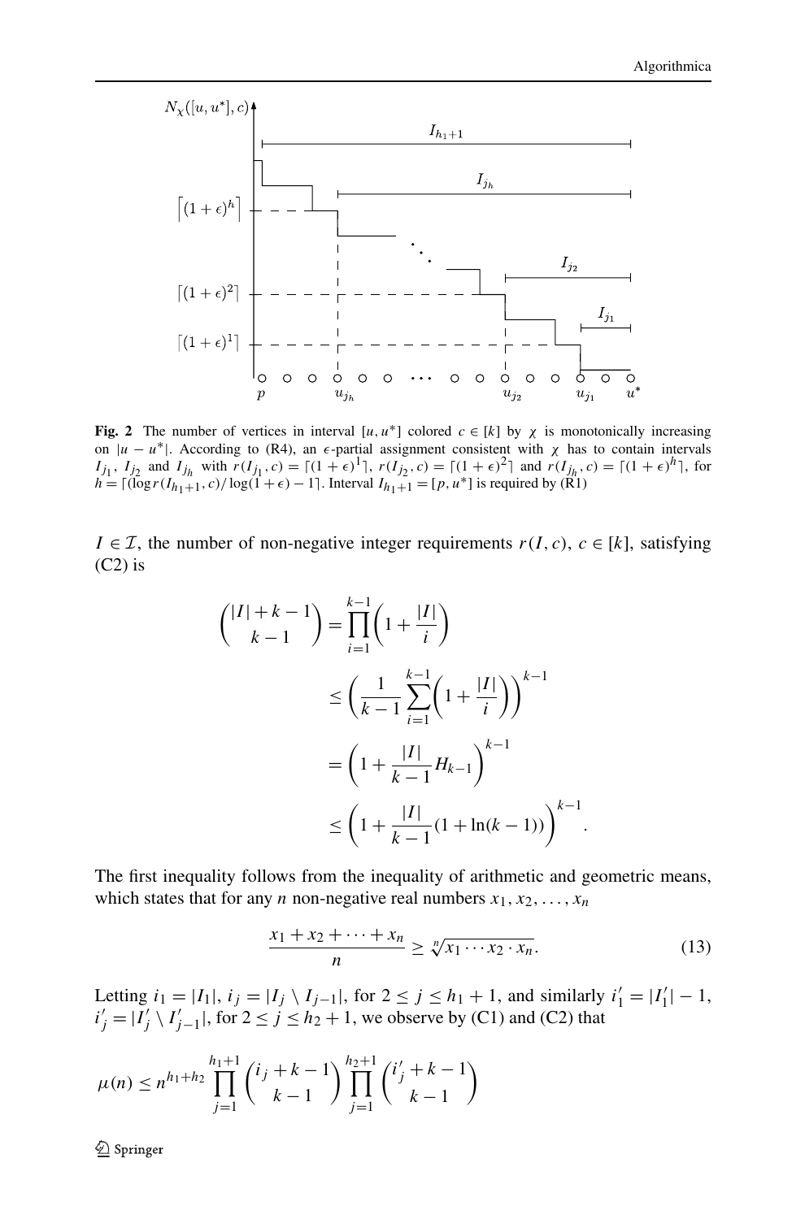**Fig. 2** The number of vertices in interval $[u, u^*]$ colored $c \in [k]$ by $\chi$ is monotonically increasing on $|u - u^*|$. According to (R4), an $\epsilon$-partial assignment consistent with $\chi$ has to contain intervals $I_{j_1}$, $I_{j_2}$ and $I_{j_h}$ with $r(I_{j_1}, c) = \lceil (1+\epsilon)^1 \rceil$, $r(I_{j_2}, c) = \lceil (1+\epsilon)^2 \rceil$ and $r(I_{j_h}, c) = \lceil (1+\epsilon)^h \rceil$, for $h = \lceil (\log r(I_{h_1+1}, c)/\log(1+\epsilon) - 1 \rceil$. Interval $I_{h_1+1} = [p, u^*]$ is required by (R1)

$I \in \mathcal{I}$, the number of non-negative integer requirements $r(I, c)$, $c \in [k]$, satisfying (C2) is

$$
\begin{aligned}
\binom{|I| + k - 1}{k - 1} &= \prod_{i=1}^{k-1} \left(1 + \frac{|I|}{i}\right) \\
&\leq \left(\frac{1}{k-1} \sum_{i=1}^{k-1} \left(1 + \frac{|I|}{i}\right)\right)^{k-1} \\
&= \left(1 + \frac{|I|}{k-1} H_{k-1}\right)^{k-1} \\
&\leq \left(1 + \frac{|I|}{k-1}(1 + \ln(k-1))\right)^{k-1}.
\end{aligned}
$$

The first inequality follows from the inequality of arithmetic and geometric means, which states that for any $n$ non-negative real numbers $x_1, x_2, \ldots, x_n$

$$
\frac{x_1 + x_2 + \cdots + x_n}{n} \geq \sqrt[n]{x_1 \cdots x_2 \cdot x_n}. \tag{13}
$$

Letting $i_1 = |I_1|$, $i_j = |I_j \setminus I_{j-1}|$, for $2 \leq j \leq h_1 + 1$, and similarly $i'_1 = |I'_1| - 1$, $i'_j = |I'_j \setminus I'_{j-1}|$, for $2 \leq j \leq h_2 + 1$, we observe by (C1) and (C2) that

$$
\mu(n) \leq n^{h_1 + h_2} \prod_{j=1}^{h_1+1} \binom{i_j + k - 1}{k - 1} \prod_{j=1}^{h_2+1} \binom{i'_j + k - 1}{k - 1}
$$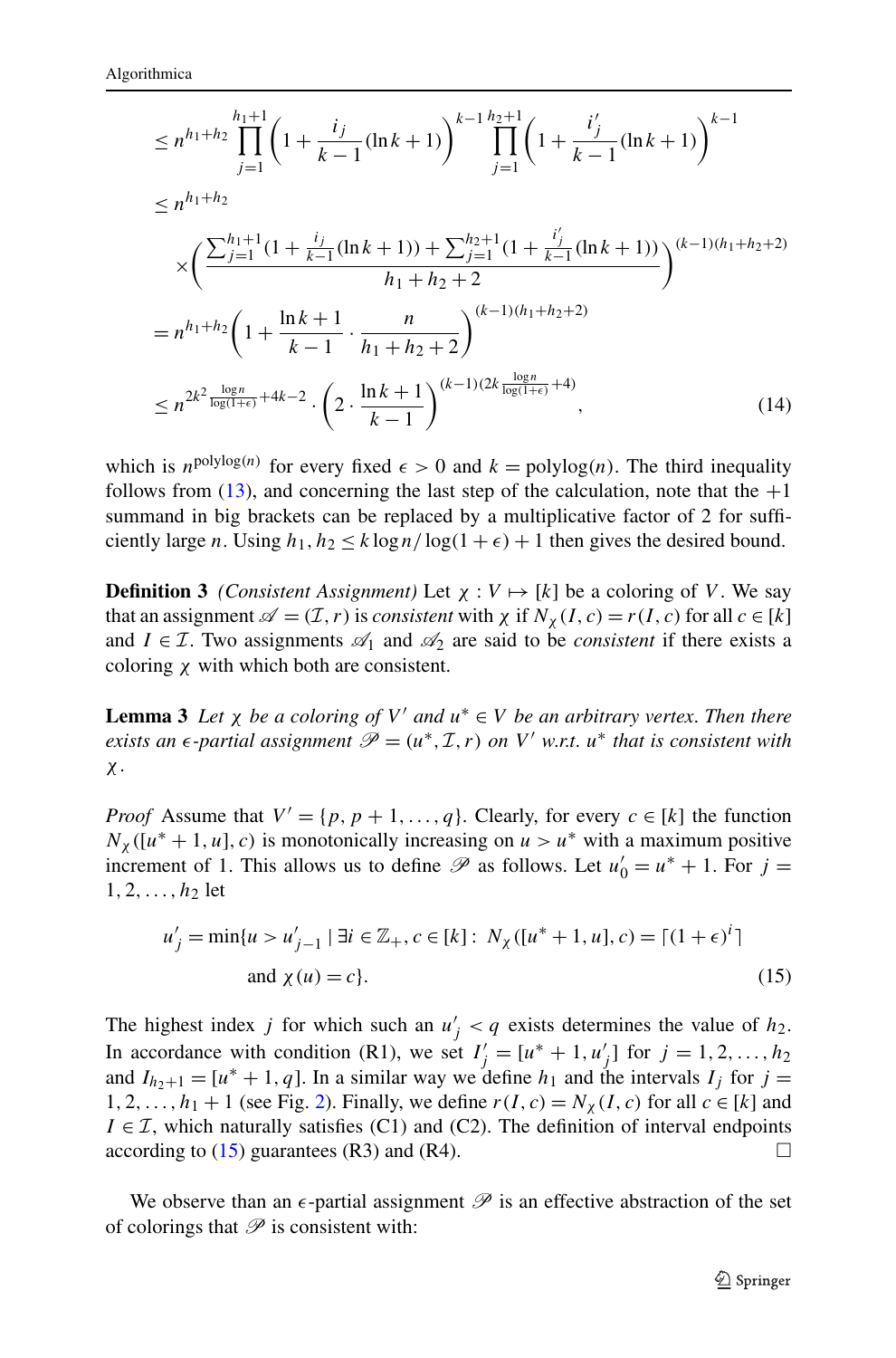$$
\begin{aligned}
&\leq n^{h_1+h_2} \prod_{j=1}^{h_1+1} \left(1 + \frac{i_j}{k-1}(\ln k + 1)\right)^{k-1} \prod_{j=1}^{h_2+1} \left(1 + \frac{i'_j}{k-1}(\ln k + 1)\right)^{k-1} \\
&\leq n^{h_1+h_2} \\
&\quad \times \left( \frac{\sum_{j=1}^{h_1+1}(1 + \frac{i_j}{k-1}(\ln k + 1)) + \sum_{j=1}^{h_2+1}(1 + \frac{i'_j}{k-1}(\ln k + 1))}{h_1 + h_2 + 2} \right)^{(k-1)(h_1+h_2+2)} \\
&= n^{h_1+h_2} \left(1 + \frac{\ln k + 1}{k-1} \cdot \frac{n}{h_1 + h_2 + 2}\right)^{(k-1)(h_1+h_2+2)} \\
&\leq n^{2k^2 \frac{\log n}{\log(1+\epsilon)} + 4k - 2} \cdot \left(2 \cdot \frac{\ln k + 1}{k-1}\right)^{(k-1)(2k \frac{\log n}{\log(1+\epsilon)} + 4)}, \qquad (14)
\end{aligned}
$$

which is $n^{\text{polylog}(n)}$ for every fixed $\epsilon > 0$ and $k = \text{polylog}(n)$. The third inequality follows from (13), and concerning the last step of the calculation, note that the $+1$ summand in big brackets can be replaced by a multiplicative factor of 2 for sufficiently large $n$. Using $h_1, h_2 \leq k \log n / \log(1+\epsilon) + 1$ then gives the desired bound.

**Definition 3** *(Consistent Assignment)* Let $\chi : V \mapsto [k]$ be a coloring of $V$. We say that an assignment $\mathscr{A} = (\mathcal{I}, r)$ is *consistent* with $\chi$ if $N_\chi(I, c) = r(I, c)$ for all $c \in [k]$ and $I \in \mathcal{I}$. Two assignments $\mathscr{A}_1$ and $\mathscr{A}_2$ are said to be *consistent* if there exists a coloring $\chi$ with which both are consistent.

**Lemma 3** *Let $\chi$ be a coloring of $V'$ and $u^* \in V$ be an arbitrary vertex. Then there exists an $\epsilon$-partial assignment $\mathscr{P} = (u^*, \mathcal{I}, r)$ on $V'$ w.r.t. $u^*$ that is consistent with $\chi$.*

*Proof* Assume that $V' = \{p, p+1, \ldots, q\}$. Clearly, for every $c \in [k]$ the function $N_\chi([u^*+1, u], c)$ is monotonically increasing on $u > u^*$ with a maximum positive increment of 1. This allows us to define $\mathscr{P}$ as follows. Let $u'_0 = u^* + 1$. For $j = 1, 2, \ldots, h_2$ let

$$
\begin{aligned}
u'_j = \min\{u > u'_{j-1} \mid \exists i \in \mathbb{Z}_+, c \in [k] :\ & N_\chi([u^*+1, u], c) = \lceil (1+\epsilon)^i \rceil \\
& \text{and } \chi(u) = c\}. \qquad (15)
\end{aligned}
$$

The highest index $j$ for which such an $u'_j < q$ exists determines the value of $h_2$. In accordance with condition (R1), we set $I'_j = [u^*+1, u'_j]$ for $j = 1, 2, \ldots, h_2$ and $I_{h_2+1} = [u^*+1, q]$. In a similar way we define $h_1$ and the intervals $I_j$ for $j = 1, 2, \ldots, h_1 + 1$ (see Fig. 2). Finally, we define $r(I, c) = N_\chi(I, c)$ for all $c \in [k]$ and $I \in \mathcal{I}$, which naturally satisfies (C1) and (C2). The definition of interval endpoints according to (15) guarantees (R3) and (R4). □

We observe than an $\epsilon$-partial assignment $\mathscr{P}$ is an effective abstraction of the set of colorings that $\mathscr{P}$ is consistent with: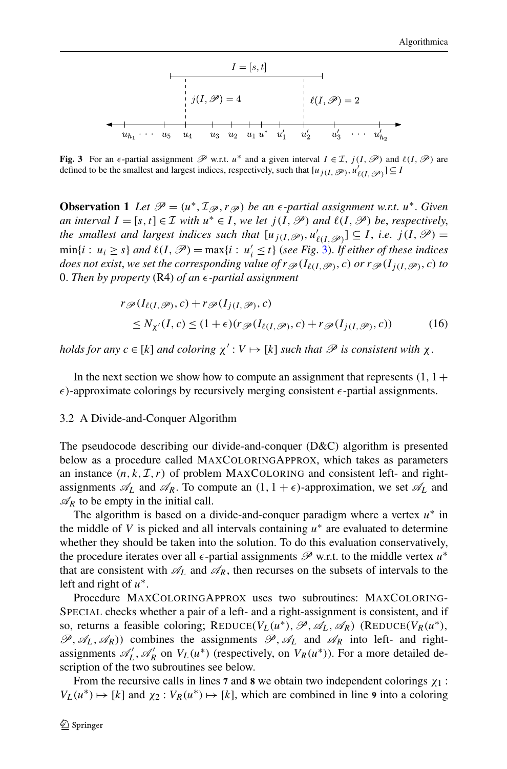**Fig. 3** For an $\epsilon$-partial assignment $\mathscr{P}$ w.r.t. $u^*$ and a given interval $I \in \mathcal{I}$, $j(I,\mathscr{P})$ and $\ell(I,\mathscr{P})$ are defined to be the smallest and largest indices, respectively, such that $[u_{j(I,\mathscr{P})}, u'_{\ell(I,\mathscr{P})}] \subseteq I$

**Observation 1** *Let $\mathscr{P} = (u^*, \mathcal{I}_{\mathscr{P}}, r_{\mathscr{P}})$ be an $\epsilon$-partial assignment w.r.t. $u^*$. Given an interval $I = [s,t] \in \mathcal{I}$ with $u^* \in I$, we let $j(I,\mathscr{P})$ and $\ell(I,\mathscr{P})$ be, respectively, the smallest and largest indices such that $[u_{j(I,\mathscr{P})}, u'_{\ell(I,\mathscr{P})}] \subseteq I$, i.e. $j(I,\mathscr{P}) = \min\{i : u_i \geq s\}$ and $\ell(I,\mathscr{P}) = \max\{i : u'_i \leq t\}$ (see Fig. 3). If either of these indices does not exist, we set the corresponding value of $r_{\mathscr{P}}(I_{\ell(I,\mathscr{P})}, c)$ or $r_{\mathscr{P}}(I_{j(I,\mathscr{P})}, c)$ to 0. Then by property* (R4) *of an $\epsilon$-partial assignment*

$$
\begin{aligned}
& r_{\mathscr{P}}(I_{\ell(I,\mathscr{P})}, c) + r_{\mathscr{P}}(I_{j(I,\mathscr{P})}, c) \\
& \quad \leq N_{\chi'}(I,c) \leq (1+\epsilon)(r_{\mathscr{P}}(I_{\ell(I,\mathscr{P})}, c) + r_{\mathscr{P}}(I_{j(I,\mathscr{P})}, c))
\end{aligned} \tag{16}
$$

*holds for any $c \in [k]$ and coloring $\chi' : V \mapsto [k]$ such that $\mathscr{P}$ is consistent with $\chi$.*

In the next section we show how to compute an assignment that represents $(1, 1+\epsilon)$-approximate colorings by recursively merging consistent $\epsilon$-partial assignments.

### 3.2 A Divide-and-Conquer Algorithm

The pseudocode describing our divide-and-conquer (D&C) algorithm is presented below as a procedure called MAXCOLORINGAPPROX, which takes as parameters an instance $(n, k, \mathcal{I}, r)$ of problem MAXCOLORING and consistent left- and right-assignments $\mathscr{A}_L$ and $\mathscr{A}_R$. To compute an $(1, 1+\epsilon)$-approximation, we set $\mathscr{A}_L$ and $\mathscr{A}_R$ to be empty in the initial call.

The algorithm is based on a divide-and-conquer paradigm where a vertex $u^*$ in the middle of $V$ is picked and all intervals containing $u^*$ are evaluated to determine whether they should be taken into the solution. To do this evaluation conservatively, the procedure iterates over all $\epsilon$-partial assignments $\mathscr{P}$ w.r.t. to the middle vertex $u^*$ that are consistent with $\mathscr{A}_L$ and $\mathscr{A}_R$, then recurses on the subsets of intervals to the left and right of $u^*$.

Procedure MAXCOLORINGAPPROX uses two subroutines: MAXCOLORING-SPECIAL checks whether a pair of a left- and a right-assignment is consistent, and if so, returns a feasible coloring; REDUCE$(V_L(u^*), \mathscr{P}, \mathscr{A}_L, \mathscr{A}_R)$ (REDUCE$(V_R(u^*), \mathscr{P}, \mathscr{A}_L, \mathscr{A}_R)$) combines the assignments $\mathscr{P}, \mathscr{A}_L$ and $\mathscr{A}_R$ into left- and right-assignments $\mathscr{A}'_L, \mathscr{A}'_R$ on $V_L(u^*)$ (respectively, on $V_R(u^*)$). For a more detailed description of the two subroutines see below.

From the recursive calls in lines **7** and **8** we obtain two independent colorings $\chi_1 : V_L(u^*) \mapsto [k]$ and $\chi_2 : V_R(u^*) \mapsto [k]$, which are combined in line **9** into a coloring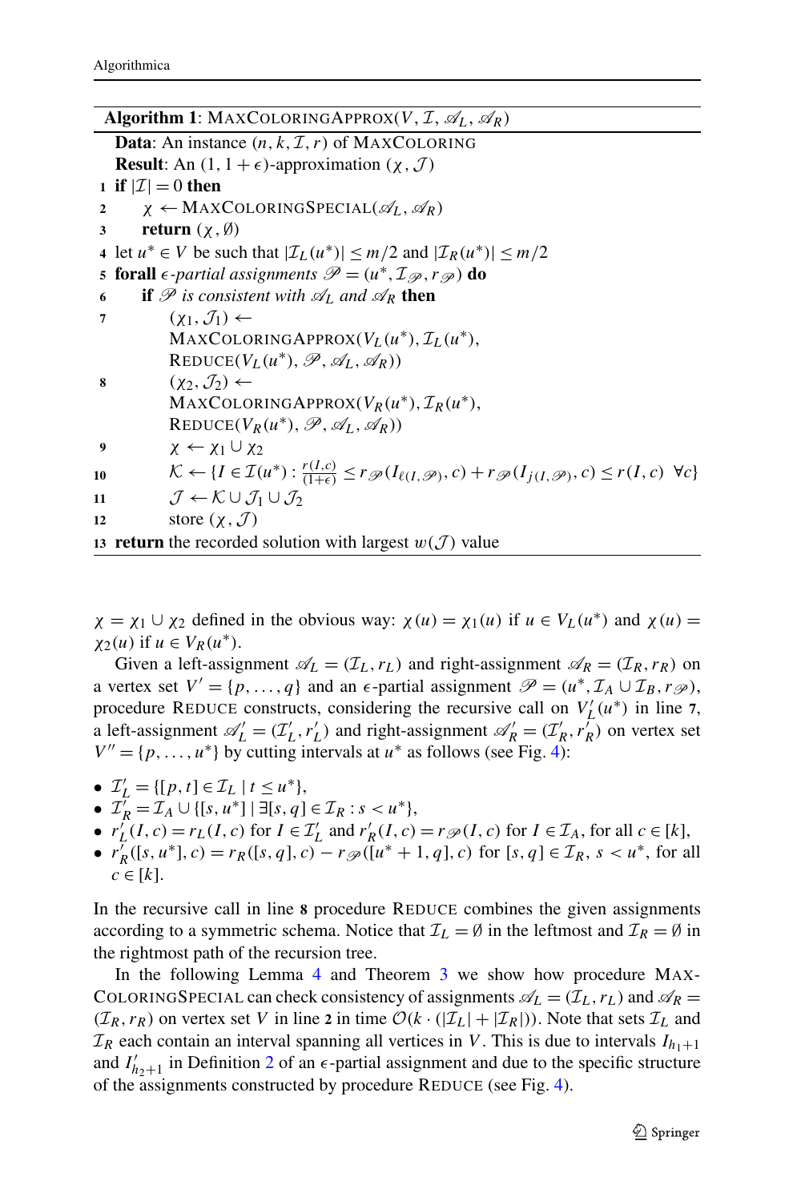**Algorithm 1**: MaxColoringApprox($V, \mathcal{I}, \mathscr{A}_L, \mathscr{A}_R$)

```
   Data: An instance (n, k, I, r) of MaxColoring
   Result: An (1, 1+ε)-approximation (χ, J)
 1 if |I| = 0 then
 2     χ ← MaxColoringSpecial(A_L, A_R)
 3     return (χ, ∅)
 4 let u* ∈ V be such that |I_L(u*)| ≤ m/2 and |I_R(u*)| ≤ m/2
 5 forall ε-partial assignments P = (u*, I_P, r_P) do
 6     if P is consistent with A_L and A_R then
 7         (χ_1, J_1) ←
           MaxColoringApprox(V_L(u*), I_L(u*),
           Reduce(V_L(u*), P, A_L, A_R))
 8         (χ_2, J_2) ←
           MaxColoringApprox(V_R(u*), I_R(u*),
           Reduce(V_R(u*), P, A_L, A_R))
 9         χ ← χ_1 ∪ χ_2
10         K ← {I ∈ I(u*) : r(I,c)/(1+ε) ≤ r_P(I_ℓ(I,P), c) + r_P(I_j(I,P), c) ≤ r(I,c)  ∀c}
11         J ← K ∪ J_1 ∪ J_2
12         store (χ, J)
13 return the recorded solution with largest w(J) value
```

$\chi = \chi_1 \cup \chi_2$ defined in the obvious way: $\chi(u) = \chi_1(u)$ if $u \in V_L(u^*)$ and $\chi(u) = \chi_2(u)$ if $u \in V_R(u^*)$.

Given a left-assignment $\mathscr{A}_L = (\mathcal{I}_L, r_L)$ and right-assignment $\mathscr{A}_R = (\mathcal{I}_R, r_R)$ on a vertex set $V' = \{p, \ldots, q\}$ and an $\epsilon$-partial assignment $\mathscr{P} = (u^*, \mathcal{I}_A \cup \mathcal{I}_B, r_{\mathscr{P}})$, procedure Reduce constructs, considering the recursive call on $V'_L(u^*)$ in line **7**, a left-assignment $\mathscr{A}'_L = (\mathcal{I}'_L, r'_L)$ and right-assignment $\mathscr{A}'_R = (\mathcal{I}'_R, r'_R)$ on vertex set $V'' = \{p, \ldots, u^*\}$ by cutting intervals at $u^*$ as follows (see Fig. 4):

- $\mathcal{I}'_L = \{[p, t] \in \mathcal{I}_L \mid t \leq u^*\}$,
- $\mathcal{I}'_R = \mathcal{I}_A \cup \{[s, u^*] \mid \exists [s, q] \in \mathcal{I}_R : s < u^*\}$,
- $r'_L(I, c) = r_L(I, c)$ for $I \in \mathcal{I}'_L$ and $r'_R(I, c) = r_{\mathscr{P}}(I, c)$ for $I \in \mathcal{I}_A$, for all $c \in [k]$,
- $r'_R([s, u^*], c) = r_R([s, q], c) - r_{\mathscr{P}}([u^* + 1, q], c)$ for $[s, q] \in \mathcal{I}_R$, $s < u^*$, for all $c \in [k]$.

In the recursive call in line **8** procedure Reduce combines the given assignments according to a symmetric schema. Notice that $\mathcal{I}_L = \emptyset$ in the leftmost and $\mathcal{I}_R = \emptyset$ in the rightmost path of the recursion tree.

In the following Lemma 4 and Theorem 3 we show how procedure MaxColoringSpecial can check consistency of assignments $\mathscr{A}_L = (\mathcal{I}_L, r_L)$ and $\mathscr{A}_R = (\mathcal{I}_R, r_R)$ on vertex set $V$ in line **2** in time $\mathcal{O}(k \cdot (|\mathcal{I}_L| + |\mathcal{I}_R|))$. Note that sets $\mathcal{I}_L$ and $\mathcal{I}_R$ each contain an interval spanning all vertices in $V$. This is due to intervals $I_{h_1+1}$ and $I'_{h_2+1}$ in Definition 2 of an $\epsilon$-partial assignment and due to the specific structure of the assignments constructed by procedure Reduce (see Fig. 4).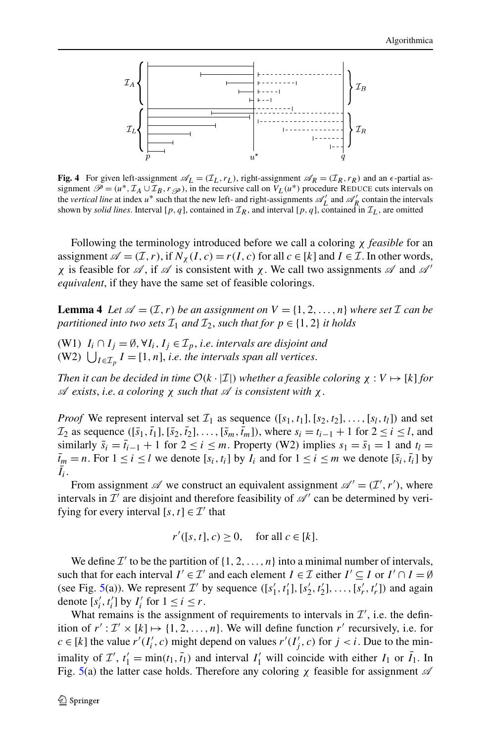**Fig. 4** For given left-assignment $\mathscr{A}_L = (\mathcal{I}_L, r_L)$, right-assignment $\mathscr{A}_R = (\mathcal{I}_R, r_R)$ and an $\epsilon$-partial assignment $\mathscr{P} = (u^*, \mathcal{I}_A \cup \mathcal{I}_B, r_{\mathscr{P}})$, in the recursive call on $V_L(u^*)$ procedure REDUCE cuts intervals on the *vertical line* at index $u^*$ such that the new left- and right-assignments $\mathscr{A}'_L$ and $\mathscr{A}'_R$ contain the intervals shown by *solid lines*. Interval $[p, q]$, contained in $\mathcal{I}_R$, and interval $[p, q]$, contained in $\mathcal{I}_L$, are omitted

Following the terminology introduced before we call a coloring $\chi$ *feasible* for an assignment $\mathscr{A} = (\mathcal{I}, r)$, if $N_\chi(I, c) = r(I, c)$ for all $c \in [k]$ and $I \in \mathcal{I}$. In other words, $\chi$ is feasible for $\mathscr{A}$, if $\mathscr{A}$ is consistent with $\chi$. We call two assignments $\mathscr{A}$ and $\mathscr{A}'$ *equivalent*, if they have the same set of feasible colorings.

**Lemma 4** *Let $\mathscr{A} = (\mathcal{I}, r)$ be an assignment on $V = \{1, 2, \ldots, n\}$ where set $\mathcal{I}$ can be partitioned into two sets $\mathcal{I}_1$ and $\mathcal{I}_2$, such that for $p \in \{1, 2\}$ it holds*

(W1) $I_i \cap I_j = \emptyset, \forall I_i, I_j \in \mathcal{I}_p$, *i.e. intervals are disjoint and*
(W2) $\bigcup_{I \in \mathcal{I}_p} I = [1, n]$, *i.e. the intervals span all vertices.*

*Then it can be decided in time $\mathcal{O}(k \cdot |\mathcal{I}|)$ whether a feasible coloring $\chi : V \mapsto [k]$ for $\mathscr{A}$ exists, i.e. a coloring $\chi$ such that $\mathscr{A}$ is consistent with $\chi$.*

*Proof* We represent interval set $\mathcal{I}_1$ as sequence $([s_1, t_1], [s_2, t_2], \ldots, [s_l, t_l])$ and set $\mathcal{I}_2$ as sequence $([\bar{s}_1, \bar{t}_1], [\bar{s}_2, \bar{t}_2], \ldots, [\bar{s}_m, \bar{t}_m])$, where $s_i = t_{i-1} + 1$ for $2 \le i \le l$, and similarly $\bar{s}_i = \bar{t}_{i-1} + 1$ for $2 \le i \le m$. Property (W2) implies $s_1 = \bar{s}_1 = 1$ and $t_l = \bar{t}_m = n$. For $1 \le i \le l$ we denote $[s_i, t_i]$ by $I_i$ and for $1 \le i \le m$ we denote $[\bar{s}_i, \bar{t}_i]$ by $\bar{I}_i$.

From assignment $\mathscr{A}$ we construct an equivalent assignment $\mathscr{A}' = (\mathcal{I}', r')$, where intervals in $\mathcal{I}'$ are disjoint and therefore feasibility of $\mathscr{A}'$ can be determined by verifying for every interval $[s, t] \in \mathcal{I}'$ that

$$r'([s, t], c) \ge 0, \quad \text{for all } c \in [k].$$

We define $\mathcal{I}'$ to be the partition of $\{1, 2, \ldots, n\}$ into a minimal number of intervals, such that for each interval $I' \in \mathcal{I}'$ and each element $I \in \mathcal{I}$ either $I' \subseteq I$ or $I' \cap I = \emptyset$ (see Fig. 5(a)). We represent $\mathcal{I}'$ by sequence $([s'_1, t'_1], [s'_2, t'_2], \ldots, [s'_r, t'_r])$ and again denote $[s'_i, t'_i]$ by $I'_i$ for $1 \le i \le r$.

What remains is the assignment of requirements to intervals in $\mathcal{I}'$, i.e. the definition of $r' : \mathcal{I}' \times [k] \mapsto \{1, 2, \ldots, n\}$. We will define function $r'$ recursively, i.e. for $c \in [k]$ the value $r'(I'_i, c)$ might depend on values $r'(I'_j, c)$ for $j < i$. Due to the minimality of $\mathcal{I}'$, $t'_1 = \min(t_1, \bar{t}_1)$ and interval $I'_1$ will coincide with either $I_1$ or $\bar{I}_1$. In Fig. 5(a) the latter case holds. Therefore any coloring $\chi$ feasible for assignment $\mathscr{A}$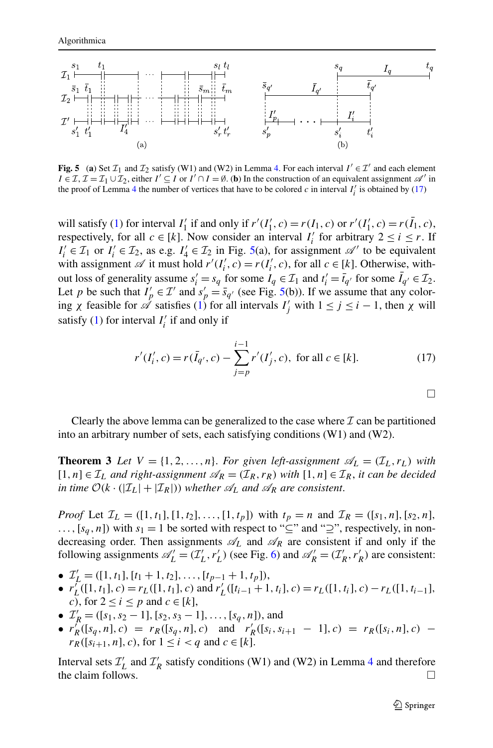Fig. 5 (**a**) Set $\mathcal{I}_1$ and $\mathcal{I}_2$ satisfy (W1) and (W2) in Lemma 4. For each interval $I' \in \mathcal{I}'$ and each element $I \in \mathcal{I}$, $\mathcal{I} = \mathcal{I}_1 \cup \mathcal{I}_2$, either $I' \subseteq I$ or $I' \cap I = \emptyset$. (**b**) In the construction of an equivalent assignment $\mathscr{A}'$ in the proof of Lemma 4 the number of vertices that have to be colored $c$ in interval $I'_i$ is obtained by (17)

will satisfy (1) for interval $I'_1$ if and only if $r'(I'_1, c) = r(I_1, c)$ or $r'(I'_1, c) = r(\bar{I}_1, c)$, respectively, for all $c \in [k]$. Now consider an interval $I'_i$ for arbitrary $2 \le i \le r$. If $I'_i \in \mathcal{I}_1$ or $I'_i \in \mathcal{I}_2$, as e.g. $I'_4 \in \mathcal{I}_2$ in Fig. 5(a), for assignment $\mathscr{A}'$ to be equivalent with assignment $\mathscr{A}$ it must hold $r'(I'_i, c) = r(I'_i, c)$, for all $c \in [k]$. Otherwise, without loss of generality assume $s'_i = s_q$ for some $I_q \in \mathcal{I}_1$ and $t'_i = \bar{t}_{q'}$ for some $\bar{I}_{q'} \in \mathcal{I}_2$. Let $p$ be such that $I'_p \in \mathcal{I}'$ and $s'_p = \bar{s}_{q'}$ (see Fig. 5(b)). If we assume that any coloring $\chi$ feasible for $\mathscr{A}$ satisfies (1) for all intervals $I'_j$ with $1 \le j \le i-1$, then $\chi$ will satisfy (1) for interval $I'_i$ if and only if

$$r'(I'_i, c) = r(\bar{I}_{q'}, c) - \sum_{j=p}^{i-1} r'(I'_j, c), \text{ for all } c \in [k]. \tag{17}$$

□

Clearly the above lemma can be generalized to the case where $\mathcal{I}$ can be partitioned into an arbitrary number of sets, each satisfying conditions (W1) and (W2).

**Theorem 3** *Let $V = \{1, 2, \ldots, n\}$. For given left-assignment $\mathscr{A}_L = (\mathcal{I}_L, r_L)$ with $[1, n] \in \mathcal{I}_L$ and right-assignment $\mathscr{A}_R = (\mathcal{I}_R, r_R)$ with $[1, n] \in \mathcal{I}_R$, it can be decided in time $\mathcal{O}(k \cdot (|\mathcal{I}_L| + |\mathcal{I}_R|))$ whether $\mathscr{A}_L$ and $\mathscr{A}_R$ are consistent.*

*Proof* Let $\mathcal{I}_L = ([1, t_1], [1, t_2], \ldots, [1, t_p])$ with $t_p = n$ and $\mathcal{I}_R = ([s_1, n], [s_2, n], \ldots, [s_q, n])$ with $s_1 = 1$ be sorted with respect to "$\subseteq$" and "$\supseteq$", respectively, in non-decreasing order. Then assignments $\mathscr{A}_L$ and $\mathscr{A}_R$ are consistent if and only if the following assignments $\mathscr{A}'_L = (\mathcal{I}'_L, r'_L)$ (see Fig. 6) and $\mathscr{A}'_R = (\mathcal{I}'_R, r'_R)$ are consistent:

- $\mathcal{I}'_L = ([1, t_1], [t_1 + 1, t_2], \ldots, [t_{p-1} + 1, t_p])$,
- $r'_L([1, t_1], c) = r_L([1, t_1], c)$ and $r'_L([t_{i-1} + 1, t_i], c) = r_L([1, t_i], c) - r_L([1, t_{i-1}], c)$, for $2 \le i \le p$ and $c \in [k]$,
- $\mathcal{I}'_R = ([s_1, s_2 - 1], [s_2, s_3 - 1], \ldots, [s_q, n])$, and
- $r'_R([s_q, n], c) = r_R([s_q, n], c)$ and $r'_R([s_i, s_{i+1} - 1], c) = r_R([s_i, n], c) - r_R([s_{i+1}, n], c)$, for $1 \le i < q$ and $c \in [k]$.

Interval sets $\mathcal{I}'_L$ and $\mathcal{I}'_R$ satisfy conditions (W1) and (W2) in Lemma 4 and therefore the claim follows. □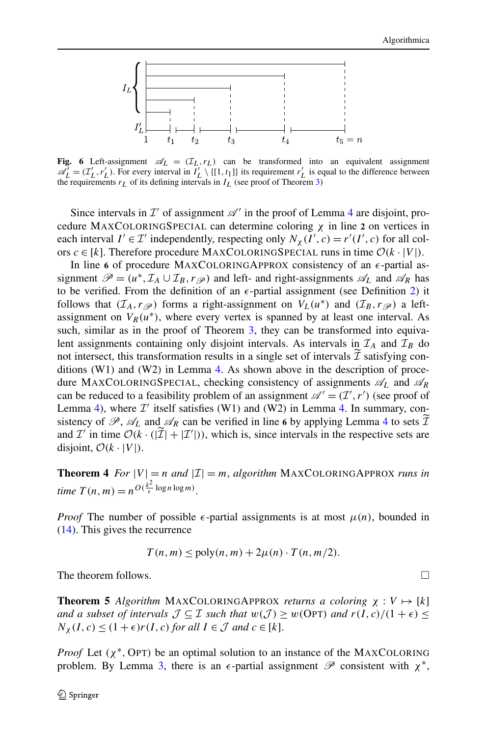**Fig. 6** Left-assignment $\mathscr{A}_L = (\mathcal{I}_L, r_L)$ can be transformed into an equivalent assignment $\mathscr{A}'_L = (\mathcal{I}'_L, r'_L)$. For every interval in $I'_L \setminus \{[1, t_1]\}$ its requirement $r'_L$ is equal to the difference between the requirements $r_L$ of its defining intervals in $I_L$ (see proof of Theorem 3)

Since intervals in $\mathcal{I}'$ of assignment $\mathscr{A}'$ in the proof of Lemma 4 are disjoint, procedure MaxColoringSpecial can determine coloring $\chi$ in line **2** on vertices in each interval $I' \in \mathcal{I}'$ independently, respecting only $N_\chi(I', c) = r'(I', c)$ for all colors $c \in [k]$. Therefore procedure MaxColoringSpecial runs in time $\mathcal{O}(k \cdot |V|)$.

In line **6** of procedure MaxColoringApprox consistency of an $\epsilon$-partial assignment $\mathscr{P} = (u^*, \mathcal{I}_A \cup \mathcal{I}_B, r_{\mathscr{P}})$ and left- and right-assignments $\mathscr{A}_L$ and $\mathscr{A}_R$ has to be verified. From the definition of an $\epsilon$-partial assignment (see Definition 2) it follows that $(\mathcal{I}_A, r_{\mathscr{P}})$ forms a right-assignment on $V_L(u^*)$ and $(\mathcal{I}_B, r_{\mathscr{P}})$ a left-assignment on $V_R(u^*)$, where every vertex is spanned by at least one interval. As such, similar as in the proof of Theorem 3, they can be transformed into equivalent assignments containing only disjoint intervals. As intervals in $\mathcal{I}_A$ and $\mathcal{I}_B$ do not intersect, this transformation results in a single set of intervals $\widetilde{\mathcal{I}}$ satisfying conditions (W1) and (W2) in Lemma 4. As shown above in the description of procedure MaxColoringSpecial, checking consistency of assignments $\mathscr{A}_L$ and $\mathscr{A}_R$ can be reduced to a feasibility problem of an assignment $\mathscr{A}' = (\mathcal{I}', r')$ (see proof of Lemma 4), where $\mathcal{I}'$ itself satisfies (W1) and (W2) in Lemma 4. In summary, consistency of $\mathscr{P}$, $\mathscr{A}_L$ and $\mathscr{A}_R$ can be verified in line **6** by applying Lemma 4 to sets $\widetilde{\mathcal{I}}$ and $\mathcal{I}'$ in time $\mathcal{O}(k \cdot (|\widetilde{\mathcal{I}}| + |\mathcal{I}'|))$, which is, since intervals in the respective sets are disjoint, $\mathcal{O}(k \cdot |V|)$.

**Theorem 4** *For $|V| = n$ and $|\mathcal{I}| = m$, algorithm* MaxColoringApprox *runs in time* $T(n, m) = n^{O(\frac{k^2}{\epsilon} \log n \log m)}$.

*Proof* The number of possible $\epsilon$-partial assignments is at most $\mu(n)$, bounded in (14). This gives the recurrence

$$T(n, m) \leq \text{poly}(n, m) + 2\mu(n) \cdot T(n, m/2).$$

The theorem follows. □

**Theorem 5** *Algorithm* MaxColoringApprox *returns a coloring $\chi : V \mapsto [k]$ and a subset of intervals $\mathcal{J} \subseteq \mathcal{I}$ such that $w(\mathcal{J}) \geq w(\text{Opt})$ and $r(I, c)/(1 + \epsilon) \leq N_\chi(I, c) \leq (1 + \epsilon) r(I, c)$ for all $I \in \mathcal{J}$ and $c \in [k]$.*

*Proof* Let $(\chi^*, \text{Opt})$ be an optimal solution to an instance of the MaxColoring problem. By Lemma 3, there is an $\epsilon$-partial assignment $\mathscr{P}$ consistent with $\chi^*$,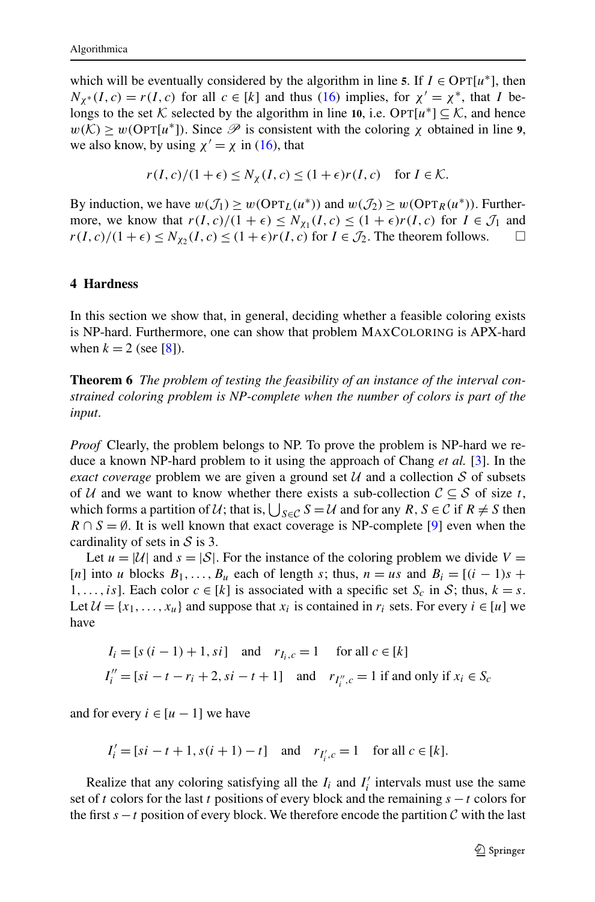which will be eventually considered by the algorithm in line **5**. If $I \in \text{OPT}[u^*]$, then $N_{\chi^*}(I,c) = r(I,c)$ for all $c \in [k]$ and thus (16) implies, for $\chi' = \chi^*$, that $I$ belongs to the set $\mathcal{K}$ selected by the algorithm in line **10**, i.e. $\text{OPT}[u^*] \subseteq \mathcal{K}$, and hence $w(\mathcal{K}) \geq w(\text{OPT}[u^*])$. Since $\mathscr{P}$ is consistent with the coloring $\chi$ obtained in line **9**, we also know, by using $\chi' = \chi$ in (16), that

$$r(I,c)/(1+\epsilon) \leq N_\chi(I,c) \leq (1+\epsilon) r(I,c) \quad \text{for } I \in \mathcal{K}.$$

By induction, we have $w(\mathcal{J}_1) \geq w(\text{OPT}_L(u^*))$ and $w(\mathcal{J}_2) \geq w(\text{OPT}_R(u^*))$. Furthermore, we know that $r(I,c)/(1+\epsilon) \leq N_{\chi_1}(I,c) \leq (1+\epsilon) r(I,c)$ for $I \in \mathcal{J}_1$ and $r(I,c)/(1+\epsilon) \leq N_{\chi_2}(I,c) \leq (1+\epsilon) r(I,c)$ for $I \in \mathcal{J}_2$. The theorem follows. $\square$

## 4 Hardness

In this section we show that, in general, deciding whether a feasible coloring exists is NP-hard. Furthermore, one can show that problem MAXCOLORING is APX-hard when $k = 2$ (see [8]).

**Theorem 6** *The problem of testing the feasibility of an instance of the interval constrained coloring problem is NP-complete when the number of colors is part of the input.*

*Proof* Clearly, the problem belongs to NP. To prove the problem is NP-hard we reduce a known NP-hard problem to it using the approach of Chang *et al.* [3]. In the *exact coverage* problem we are given a ground set $\mathcal{U}$ and a collection $\mathcal{S}$ of subsets of $\mathcal{U}$ and we want to know whether there exists a sub-collection $\mathcal{C} \subseteq \mathcal{S}$ of size $t$, which forms a partition of $\mathcal{U}$; that is, $\bigcup_{S \in \mathcal{C}} S = \mathcal{U}$ and for any $R, S \in \mathcal{C}$ if $R \neq S$ then $R \cap S = \emptyset$. It is well known that exact coverage is NP-complete [9] even when the cardinality of sets in $\mathcal{S}$ is 3.

Let $u = |\mathcal{U}|$ and $s = |\mathcal{S}|$. For the instance of the coloring problem we divide $V = [n]$ into $u$ blocks $B_1, \ldots, B_u$ each of length $s$; thus, $n = us$ and $B_i = [(i-1)s + 1, \ldots, is]$. Each color $c \in [k]$ is associated with a specific set $S_c$ in $\mathcal{S}$; thus, $k = s$. Let $\mathcal{U} = \{x_1, \ldots, x_u\}$ and suppose that $x_i$ is contained in $r_i$ sets. For every $i \in [u]$ we have

$$I_i = [s(i-1)+1, si] \quad \text{and} \quad r_{I_i,c} = 1 \quad \text{for all } c \in [k]$$

$$I_i'' = [si - t - r_i + 2, si - t + 1] \quad \text{and} \quad r_{I_i'',c} = 1 \text{ if and only if } x_i \in S_c$$

and for every $i \in [u-1]$ we have

$$I_i' = [si - t + 1, s(i+1) - t] \quad \text{and} \quad r_{I_i',c} = 1 \quad \text{for all } c \in [k].$$

Realize that any coloring satisfying all the $I_i$ and $I_i'$ intervals must use the same set of $t$ colors for the last $t$ positions of every block and the remaining $s - t$ colors for the first $s - t$ position of every block. We therefore encode the partition $\mathcal{C}$ with the last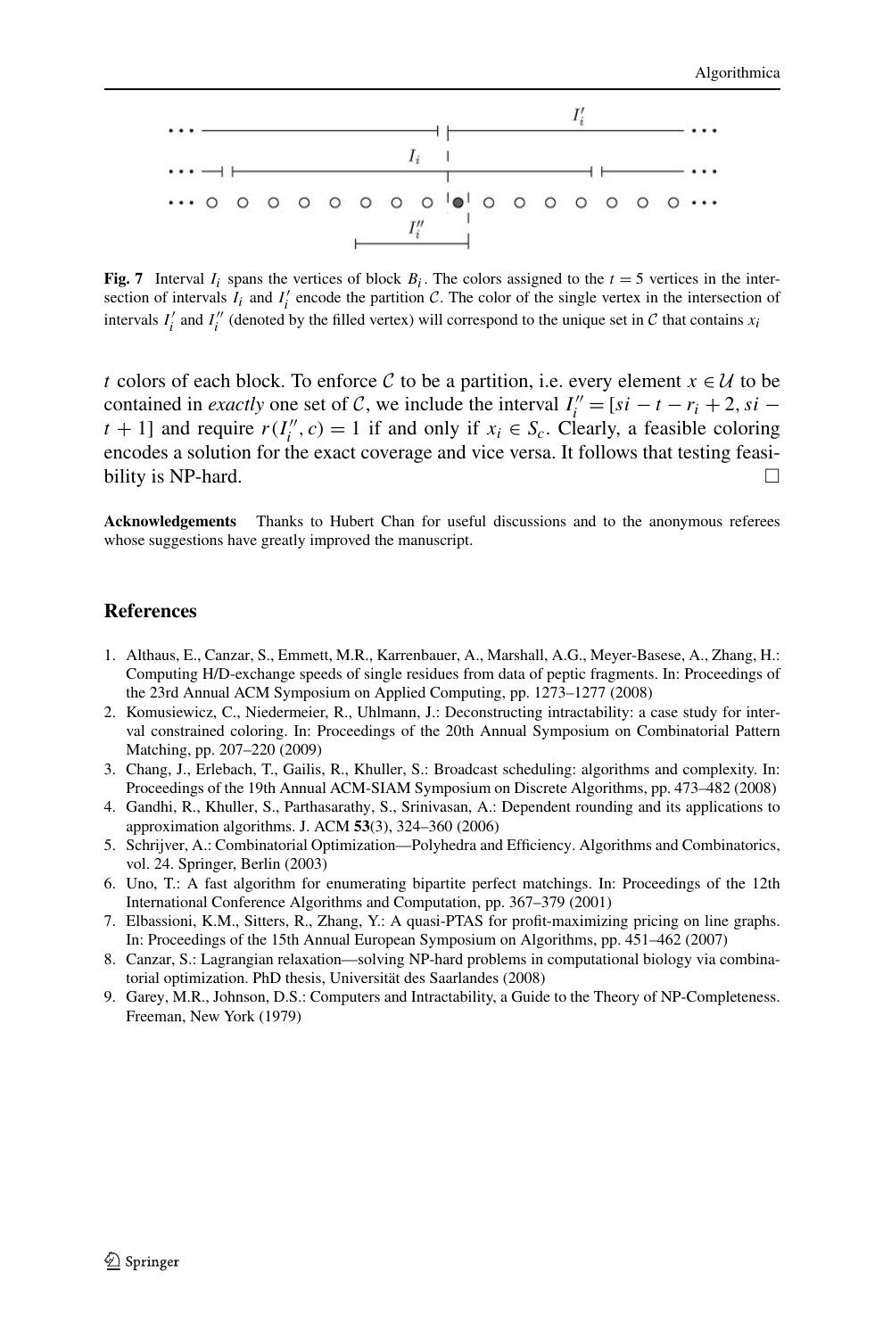**Fig. 7** Interval $I_i$ spans the vertices of block $B_i$. The colors assigned to the $t = 5$ vertices in the intersection of intervals $I_i$ and $I_i'$ encode the partition $\mathcal{C}$. The color of the single vertex in the intersection of intervals $I_i'$ and $I_i''$ (denoted by the filled vertex) will correspond to the unique set in $\mathcal{C}$ that contains $x_i$

$t$ colors of each block. To enforce $\mathcal{C}$ to be a partition, i.e. every element $x \in \mathcal{U}$ to be contained in *exactly* one set of $\mathcal{C}$, we include the interval $I_i'' = [si - t - r_i + 2, si - t + 1]$ and require $r(I_i'', c) = 1$ if and only if $x_i \in S_c$. Clearly, a feasible coloring encodes a solution for the exact coverage and vice versa. It follows that testing feasibility is NP-hard. □

**Acknowledgements** Thanks to Hubert Chan for useful discussions and to the anonymous referees whose suggestions have greatly improved the manuscript.

## References

1. Althaus, E., Canzar, S., Emmett, M.R., Karrenbauer, A., Marshall, A.G., Meyer-Basese, A., Zhang, H.: Computing H/D-exchange speeds of single residues from data of peptic fragments. In: Proceedings of the 23rd Annual ACM Symposium on Applied Computing, pp. 1273–1277 (2008)
2. Komusiewicz, C., Niedermeier, R., Uhlmann, J.: Deconstructing intractability: a case study for interval constrained coloring. In: Proceedings of the 20th Annual Symposium on Combinatorial Pattern Matching, pp. 207–220 (2009)
3. Chang, J., Erlebach, T., Gailis, R., Khuller, S.: Broadcast scheduling: algorithms and complexity. In: Proceedings of the 19th Annual ACM-SIAM Symposium on Discrete Algorithms, pp. 473–482 (2008)
4. Gandhi, R., Khuller, S., Parthasarathy, S., Srinivasan, A.: Dependent rounding and its applications to approximation algorithms. J. ACM **53**(3), 324–360 (2006)
5. Schrijver, A.: Combinatorial Optimization—Polyhedra and Efficiency. Algorithms and Combinatorics, vol. 24. Springer, Berlin (2003)
6. Uno, T.: A fast algorithm for enumerating bipartite perfect matchings. In: Proceedings of the 12th International Conference Algorithms and Computation, pp. 367–379 (2001)
7. Elbassioni, K.M., Sitters, R., Zhang, Y.: A quasi-PTAS for profit-maximizing pricing on line graphs. In: Proceedings of the 15th Annual European Symposium on Algorithms, pp. 451–462 (2007)
8. Canzar, S.: Lagrangian relaxation—solving NP-hard problems in computational biology via combinatorial optimization. PhD thesis, Universität des Saarlandes (2008)
9. Garey, M.R., Johnson, D.S.: Computers and Intractability, a Guide to the Theory of NP-Completeness. Freeman, New York (1979)